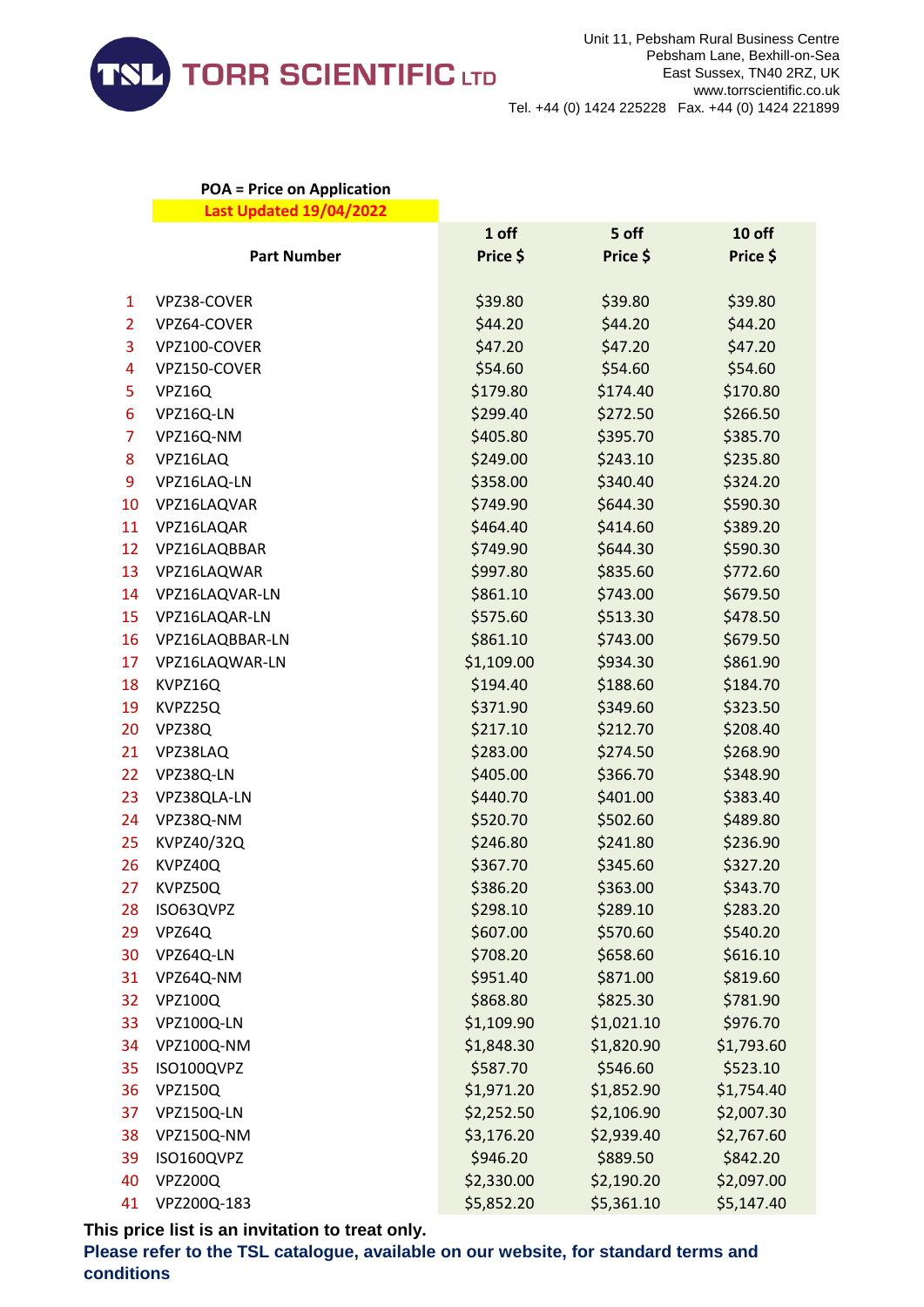**TORR SCIENTIFIC LTD**

Unit 11, Pebsham Rural Business Centre
Pebsham Lane, Bexhill-on-Sea
East Sussex, TN40 2RZ, UK
www.torrscientific.co.uk
Tel. +44 (0) 1424 225228 Fax. +44 (0) 1424 221899

**POA = Price on Application**

**Last Updated 19/04/2022**

| | Part Number | 1 off Price $ | 5 off Price $ | 10 off Price $ |
|---|---|---|---|---|
| 1 | VPZ38-COVER | $39.80 | $39.80 | $39.80 |
| 2 | VPZ64-COVER | $44.20 | $44.20 | $44.20 |
| 3 | VPZ100-COVER | $47.20 | $47.20 | $47.20 |
| 4 | VPZ150-COVER | $54.60 | $54.60 | $54.60 |
| 5 | VPZ16Q | $179.80 | $174.40 | $170.80 |
| 6 | VPZ16Q-LN | $299.40 | $272.50 | $266.50 |
| 7 | VPZ16Q-NM | $405.80 | $395.70 | $385.70 |
| 8 | VPZ16LAQ | $249.00 | $243.10 | $235.80 |
| 9 | VPZ16LAQ-LN | $358.00 | $340.40 | $324.20 |
| 10 | VPZ16LAQVAR | $749.90 | $644.30 | $590.30 |
| 11 | VPZ16LAQAR | $464.40 | $414.60 | $389.20 |
| 12 | VPZ16LAQBBAR | $749.90 | $644.30 | $590.30 |
| 13 | VPZ16LAQWAR | $997.80 | $835.60 | $772.60 |
| 14 | VPZ16LAQVAR-LN | $861.10 | $743.00 | $679.50 |
| 15 | VPZ16LAQAR-LN | $575.60 | $513.30 | $478.50 |
| 16 | VPZ16LAQBBAR-LN | $861.10 | $743.00 | $679.50 |
| 17 | VPZ16LAQWAR-LN | $1,109.00 | $934.30 | $861.90 |
| 18 | KVPZ16Q | $194.40 | $188.60 | $184.70 |
| 19 | KVPZ25Q | $371.90 | $349.60 | $323.50 |
| 20 | VPZ38Q | $217.10 | $212.70 | $208.40 |
| 21 | VPZ38LAQ | $283.00 | $274.50 | $268.90 |
| 22 | VPZ38Q-LN | $405.00 | $366.70 | $348.90 |
| 23 | VPZ38QLA-LN | $440.70 | $401.00 | $383.40 |
| 24 | VPZ38Q-NM | $520.70 | $502.60 | $489.80 |
| 25 | KVPZ40/32Q | $246.80 | $241.80 | $236.90 |
| 26 | KVPZ40Q | $367.70 | $345.60 | $327.20 |
| 27 | KVPZ50Q | $386.20 | $363.00 | $343.70 |
| 28 | ISO63QVPZ | $298.10 | $289.10 | $283.20 |
| 29 | VPZ64Q | $607.00 | $570.60 | $540.20 |
| 30 | VPZ64Q-LN | $708.20 | $658.60 | $616.10 |
| 31 | VPZ64Q-NM | $951.40 | $871.00 | $819.60 |
| 32 | VPZ100Q | $868.80 | $825.30 | $781.90 |
| 33 | VPZ100Q-LN | $1,109.90 | $1,021.10 | $976.70 |
| 34 | VPZ100Q-NM | $1,848.30 | $1,820.90 | $1,793.60 |
| 35 | ISO100QVPZ | $587.70 | $546.60 | $523.10 |
| 36 | VPZ150Q | $1,971.20 | $1,852.90 | $1,754.40 |
| 37 | VPZ150Q-LN | $2,252.50 | $2,106.90 | $2,007.30 |
| 38 | VPZ150Q-NM | $3,176.20 | $2,939.40 | $2,767.60 |
| 39 | ISO160QVPZ | $946.20 | $889.50 | $842.20 |
| 40 | VPZ200Q | $2,330.00 | $2,190.20 | $2,097.00 |
| 41 | VPZ200Q-183 | $5,852.20 | $5,361.10 | $5,147.40 |

**This price list is an invitation to treat only.**

**Please refer to the TSL catalogue, available on our website, for standard terms and conditions**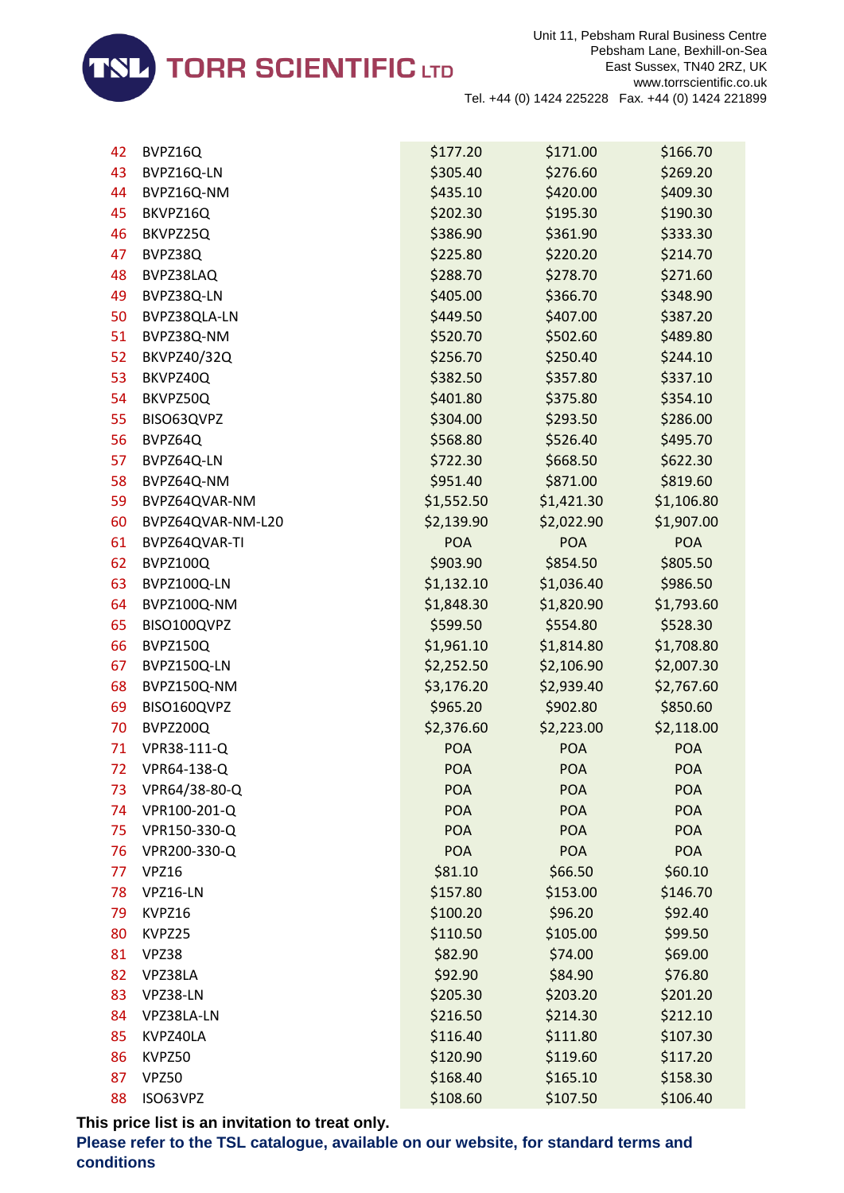| | | | | |
|---|---|---|---|---|
| 42 | BVPZ16Q | $177.20 | $171.00 | $166.70 |
| 43 | BVPZ16Q-LN | $305.40 | $276.60 | $269.20 |
| 44 | BVPZ16Q-NM | $435.10 | $420.00 | $409.30 |
| 45 | BKVPZ16Q | $202.30 | $195.30 | $190.30 |
| 46 | BKVPZ25Q | $386.90 | $361.90 | $333.30 |
| 47 | BVPZ38Q | $225.80 | $220.20 | $214.70 |
| 48 | BVPZ38LAQ | $288.70 | $278.70 | $271.60 |
| 49 | BVPZ38Q-LN | $405.00 | $366.70 | $348.90 |
| 50 | BVPZ38QLA-LN | $449.50 | $407.00 | $387.20 |
| 51 | BVPZ38Q-NM | $520.70 | $502.60 | $489.80 |
| 52 | BKVPZ40/32Q | $256.70 | $250.40 | $244.10 |
| 53 | BKVPZ40Q | $382.50 | $357.80 | $337.10 |
| 54 | BKVPZ50Q | $401.80 | $375.80 | $354.10 |
| 55 | BISO63QVPZ | $304.00 | $293.50 | $286.00 |
| 56 | BVPZ64Q | $568.80 | $526.40 | $495.70 |
| 57 | BVPZ64Q-LN | $722.30 | $668.50 | $622.30 |
| 58 | BVPZ64Q-NM | $951.40 | $871.00 | $819.60 |
| 59 | BVPZ64QVAR-NM | $1,552.50 | $1,421.30 | $1,106.80 |
| 60 | BVPZ64QVAR-NM-L20 | $2,139.90 | $2,022.90 | $1,907.00 |
| 61 | BVPZ64QVAR-TI | POA | POA | POA |
| 62 | BVPZ100Q | $903.90 | $854.50 | $805.50 |
| 63 | BVPZ100Q-LN | $1,132.10 | $1,036.40 | $986.50 |
| 64 | BVPZ100Q-NM | $1,848.30 | $1,820.90 | $1,793.60 |
| 65 | BISO100QVPZ | $599.50 | $554.80 | $528.30 |
| 66 | BVPZ150Q | $1,961.10 | $1,814.80 | $1,708.80 |
| 67 | BVPZ150Q-LN | $2,252.50 | $2,106.90 | $2,007.30 |
| 68 | BVPZ150Q-NM | $3,176.20 | $2,939.40 | $2,767.60 |
| 69 | BISO160QVPZ | $965.20 | $902.80 | $850.60 |
| 70 | BVPZ200Q | $2,376.60 | $2,223.00 | $2,118.00 |
| 71 | VPR38-111-Q | POA | POA | POA |
| 72 | VPR64-138-Q | POA | POA | POA |
| 73 | VPR64/38-80-Q | POA | POA | POA |
| 74 | VPR100-201-Q | POA | POA | POA |
| 75 | VPR150-330-Q | POA | POA | POA |
| 76 | VPR200-330-Q | POA | POA | POA |
| 77 | VPZ16 | $81.10 | $66.50 | $60.10 |
| 78 | VPZ16-LN | $157.80 | $153.00 | $146.70 |
| 79 | KVPZ16 | $100.20 | $96.20 | $92.40 |
| 80 | KVPZ25 | $110.50 | $105.00 | $99.50 |
| 81 | VPZ38 | $82.90 | $74.00 | $69.00 |
| 82 | VPZ38LA | $92.90 | $84.90 | $76.80 |
| 83 | VPZ38-LN | $205.30 | $203.20 | $201.20 |
| 84 | VPZ38LA-LN | $216.50 | $214.30 | $212.10 |
| 85 | KVPZ40LA | $116.40 | $111.80 | $107.30 |
| 86 | KVPZ50 | $120.90 | $119.60 | $117.20 |
| 87 | VPZ50 | $168.40 | $165.10 | $158.30 |
| 88 | ISO63VPZ | $108.60 | $107.50 | $106.40 |

**This price list is an invitation to treat only.**

**Please refer to the TSL catalogue, available on our website, for standard terms and conditions**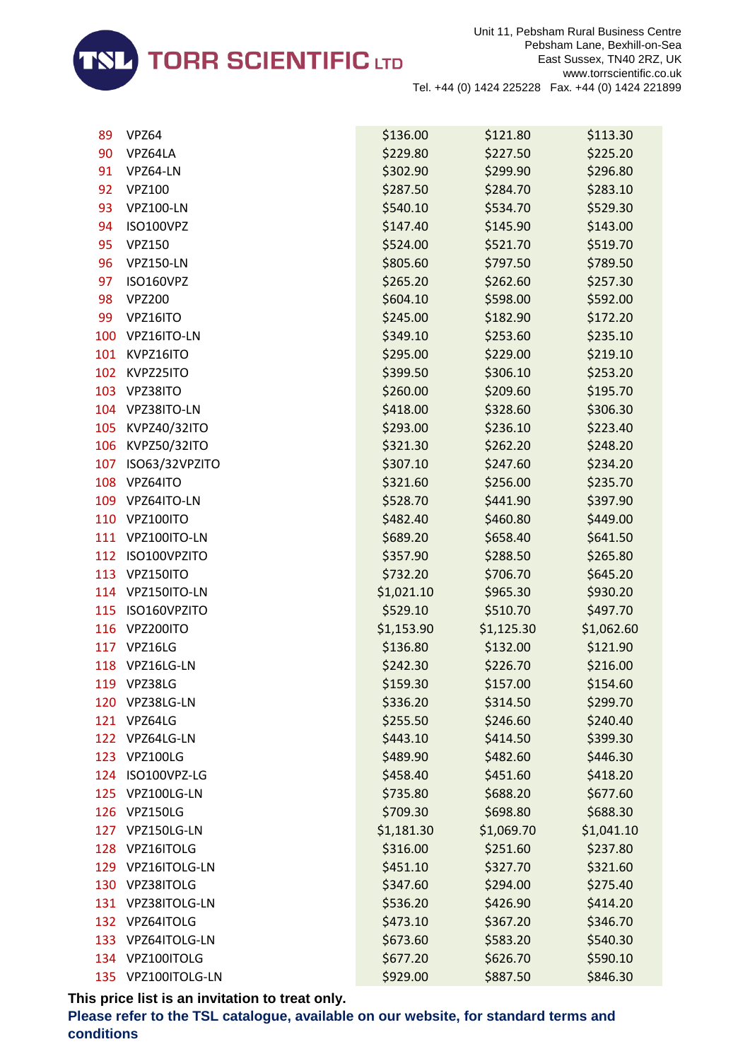| | | | | |
|---|---|---|---|---|
| 89 | VPZ64 | $136.00 | $121.80 | $113.30 |
| 90 | VPZ64LA | $229.80 | $227.50 | $225.20 |
| 91 | VPZ64-LN | $302.90 | $299.90 | $296.80 |
| 92 | VPZ100 | $287.50 | $284.70 | $283.10 |
| 93 | VPZ100-LN | $540.10 | $534.70 | $529.30 |
| 94 | ISO100VPZ | $147.40 | $145.90 | $143.00 |
| 95 | VPZ150 | $524.00 | $521.70 | $519.70 |
| 96 | VPZ150-LN | $805.60 | $797.50 | $789.50 |
| 97 | ISO160VPZ | $265.20 | $262.60 | $257.30 |
| 98 | VPZ200 | $604.10 | $598.00 | $592.00 |
| 99 | VPZ16ITO | $245.00 | $182.90 | $172.20 |
| 100 | VPZ16ITO-LN | $349.10 | $253.60 | $235.10 |
| 101 | KVPZ16ITO | $295.00 | $229.00 | $219.10 |
| 102 | KVPZ25ITO | $399.50 | $306.10 | $253.20 |
| 103 | VPZ38ITO | $260.00 | $209.60 | $195.70 |
| 104 | VPZ38ITO-LN | $418.00 | $328.60 | $306.30 |
| 105 | KVPZ40/32ITO | $293.00 | $236.10 | $223.40 |
| 106 | KVPZ50/32ITO | $321.30 | $262.20 | $248.20 |
| 107 | ISO63/32VPZITO | $307.10 | $247.60 | $234.20 |
| 108 | VPZ64ITO | $321.60 | $256.00 | $235.70 |
| 109 | VPZ64ITO-LN | $528.70 | $441.90 | $397.90 |
| 110 | VPZ100ITO | $482.40 | $460.80 | $449.00 |
| 111 | VPZ100ITO-LN | $689.20 | $658.40 | $641.50 |
| 112 | ISO100VPZITO | $357.90 | $288.50 | $265.80 |
| 113 | VPZ150ITO | $732.20 | $706.70 | $645.20 |
| 114 | VPZ150ITO-LN | $1,021.10 | $965.30 | $930.20 |
| 115 | ISO160VPZITO | $529.10 | $510.70 | $497.70 |
| 116 | VPZ200ITO | $1,153.90 | $1,125.30 | $1,062.60 |
| 117 | VPZ16LG | $136.80 | $132.00 | $121.90 |
| 118 | VPZ16LG-LN | $242.30 | $226.70 | $216.00 |
| 119 | VPZ38LG | $159.30 | $157.00 | $154.60 |
| 120 | VPZ38LG-LN | $336.20 | $314.50 | $299.70 |
| 121 | VPZ64LG | $255.50 | $246.60 | $240.40 |
| 122 | VPZ64LG-LN | $443.10 | $414.50 | $399.30 |
| 123 | VPZ100LG | $489.90 | $482.60 | $446.30 |
| 124 | ISO100VPZ-LG | $458.40 | $451.60 | $418.20 |
| 125 | VPZ100LG-LN | $735.80 | $688.20 | $677.60 |
| 126 | VPZ150LG | $709.30 | $698.80 | $688.30 |
| 127 | VPZ150LG-LN | $1,181.30 | $1,069.70 | $1,041.10 |
| 128 | VPZ16ITOLG | $316.00 | $251.60 | $237.80 |
| 129 | VPZ16ITOLG-LN | $451.10 | $327.70 | $321.60 |
| 130 | VPZ38ITOLG | $347.60 | $294.00 | $275.40 |
| 131 | VPZ38ITOLG-LN | $536.20 | $426.90 | $414.20 |
| 132 | VPZ64ITOLG | $473.10 | $367.20 | $346.70 |
| 133 | VPZ64ITOLG-LN | $673.60 | $583.20 | $540.30 |
| 134 | VPZ100ITOLG | $677.20 | $626.70 | $590.10 |
| 135 | VPZ100ITOLG-LN | $929.00 | $887.50 | $846.30 |

**This price list is an invitation to treat only.**

**Please refer to the TSL catalogue, available on our website, for standard terms and conditions**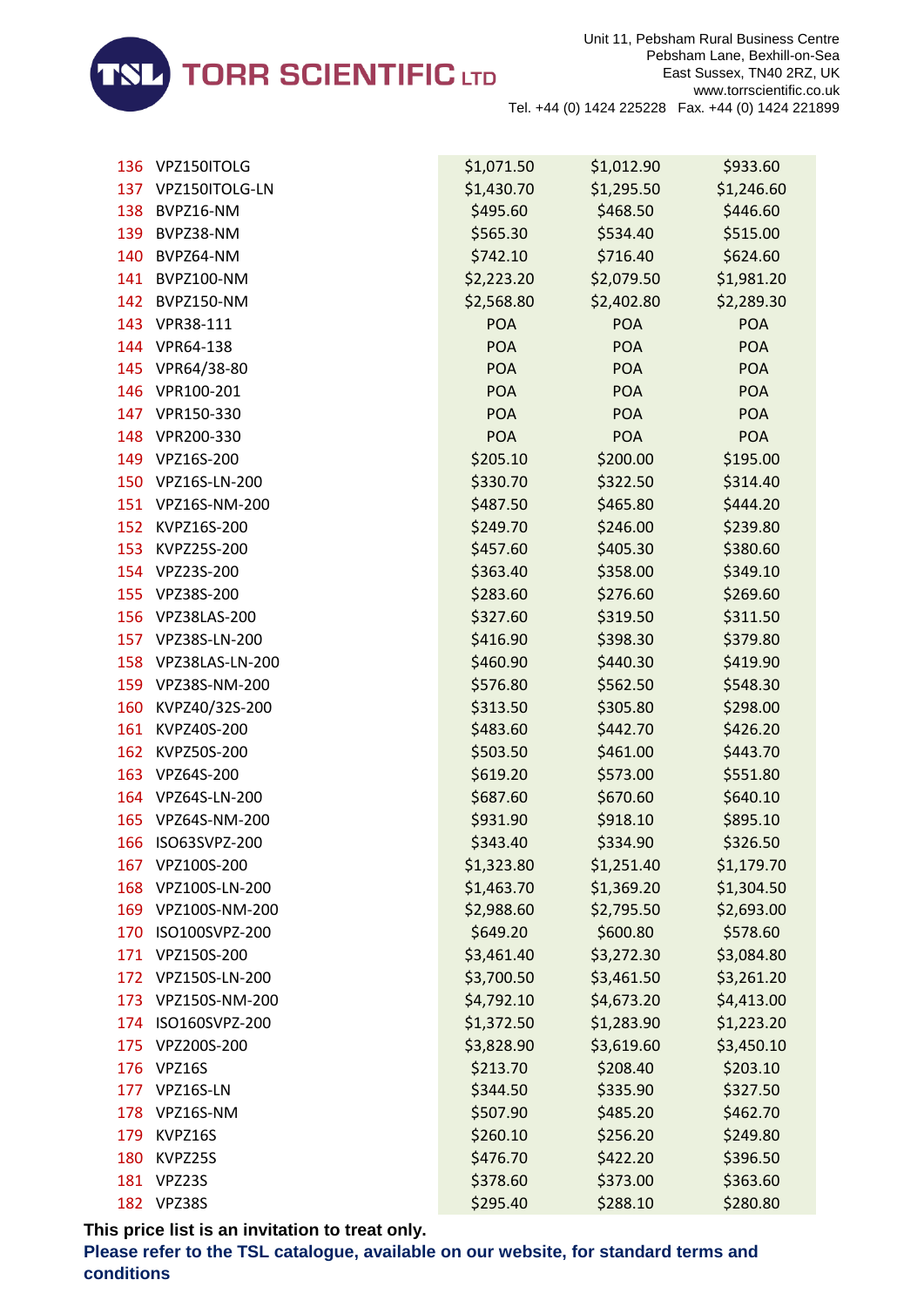| | | | | |
|---|---|---|---|---|
| 136 | VPZ150ITOLG | $1,071.50 | $1,012.90 | $933.60 |
| 137 | VPZ150ITOLG-LN | $1,430.70 | $1,295.50 | $1,246.60 |
| 138 | BVPZ16-NM | $495.60 | $468.50 | $446.60 |
| 139 | BVPZ38-NM | $565.30 | $534.40 | $515.00 |
| 140 | BVPZ64-NM | $742.10 | $716.40 | $624.60 |
| 141 | BVPZ100-NM | $2,223.20 | $2,079.50 | $1,981.20 |
| 142 | BVPZ150-NM | $2,568.80 | $2,402.80 | $2,289.30 |
| 143 | VPR38-111 | POA | POA | POA |
| 144 | VPR64-138 | POA | POA | POA |
| 145 | VPR64/38-80 | POA | POA | POA |
| 146 | VPR100-201 | POA | POA | POA |
| 147 | VPR150-330 | POA | POA | POA |
| 148 | VPR200-330 | POA | POA | POA |
| 149 | VPZ16S-200 | $205.10 | $200.00 | $195.00 |
| 150 | VPZ16S-LN-200 | $330.70 | $322.50 | $314.40 |
| 151 | VPZ16S-NM-200 | $487.50 | $465.80 | $444.20 |
| 152 | KVPZ16S-200 | $249.70 | $246.00 | $239.80 |
| 153 | KVPZ25S-200 | $457.60 | $405.30 | $380.60 |
| 154 | VPZ23S-200 | $363.40 | $358.00 | $349.10 |
| 155 | VPZ38S-200 | $283.60 | $276.60 | $269.60 |
| 156 | VPZ38LAS-200 | $327.60 | $319.50 | $311.50 |
| 157 | VPZ38S-LN-200 | $416.90 | $398.30 | $379.80 |
| 158 | VPZ38LAS-LN-200 | $460.90 | $440.30 | $419.90 |
| 159 | VPZ38S-NM-200 | $576.80 | $562.50 | $548.30 |
| 160 | KVPZ40/32S-200 | $313.50 | $305.80 | $298.00 |
| 161 | KVPZ40S-200 | $483.60 | $442.70 | $426.20 |
| 162 | KVPZ50S-200 | $503.50 | $461.00 | $443.70 |
| 163 | VPZ64S-200 | $619.20 | $573.00 | $551.80 |
| 164 | VPZ64S-LN-200 | $687.60 | $670.60 | $640.10 |
| 165 | VPZ64S-NM-200 | $931.90 | $918.10 | $895.10 |
| 166 | ISO63SVPZ-200 | $343.40 | $334.90 | $326.50 |
| 167 | VPZ100S-200 | $1,323.80 | $1,251.40 | $1,179.70 |
| 168 | VPZ100S-LN-200 | $1,463.70 | $1,369.20 | $1,304.50 |
| 169 | VPZ100S-NM-200 | $2,988.60 | $2,795.50 | $2,693.00 |
| 170 | ISO100SVPZ-200 | $649.20 | $600.80 | $578.60 |
| 171 | VPZ150S-200 | $3,461.40 | $3,272.30 | $3,084.80 |
| 172 | VPZ150S-LN-200 | $3,700.50 | $3,461.50 | $3,261.20 |
| 173 | VPZ150S-NM-200 | $4,792.10 | $4,673.20 | $4,413.00 |
| 174 | ISO160SVPZ-200 | $1,372.50 | $1,283.90 | $1,223.20 |
| 175 | VPZ200S-200 | $3,828.90 | $3,619.60 | $3,450.10 |
| 176 | VPZ16S | $213.70 | $208.40 | $203.10 |
| 177 | VPZ16S-LN | $344.50 | $335.90 | $327.50 |
| 178 | VPZ16S-NM | $507.90 | $485.20 | $462.70 |
| 179 | KVPZ16S | $260.10 | $256.20 | $249.80 |
| 180 | KVPZ25S | $476.70 | $422.20 | $396.50 |
| 181 | VPZ23S | $378.60 | $373.00 | $363.60 |
| 182 | VPZ38S | $295.40 | $288.10 | $280.80 |

**This price list is an invitation to treat only.**

**Please refer to the TSL catalogue, available on our website, for standard terms and conditions**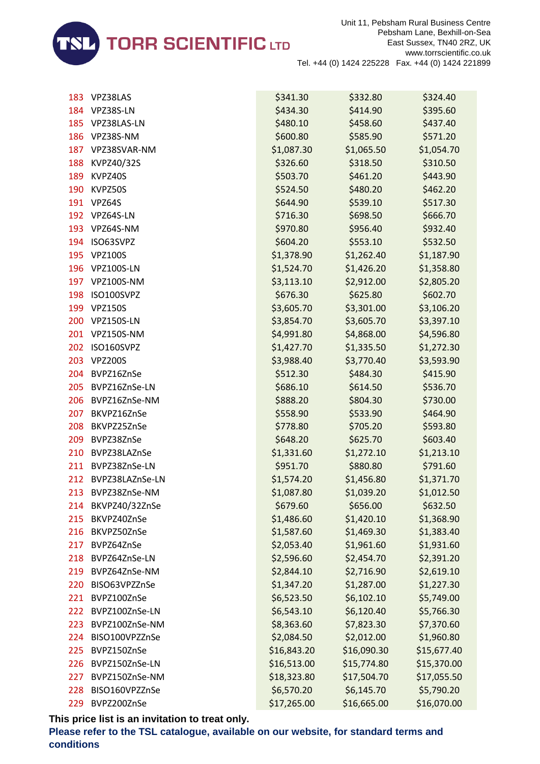| | | | | |
|---|---|---|---|---|
| 183 | VPZ38LAS | $341.30 | $332.80 | $324.40 |
| 184 | VPZ38S-LN | $434.30 | $414.90 | $395.60 |
| 185 | VPZ38LAS-LN | $480.10 | $458.60 | $437.40 |
| 186 | VPZ38S-NM | $600.80 | $585.90 | $571.20 |
| 187 | VPZ38SVAR-NM | $1,087.30 | $1,065.50 | $1,054.70 |
| 188 | KVPZ40/32S | $326.60 | $318.50 | $310.50 |
| 189 | KVPZ40S | $503.70 | $461.20 | $443.90 |
| 190 | KVPZ50S | $524.50 | $480.20 | $462.20 |
| 191 | VPZ64S | $644.90 | $539.10 | $517.30 |
| 192 | VPZ64S-LN | $716.30 | $698.50 | $666.70 |
| 193 | VPZ64S-NM | $970.80 | $956.40 | $932.40 |
| 194 | ISO63SVPZ | $604.20 | $553.10 | $532.50 |
| 195 | VPZ100S | $1,378.90 | $1,262.40 | $1,187.90 |
| 196 | VPZ100S-LN | $1,524.70 | $1,426.20 | $1,358.80 |
| 197 | VPZ100S-NM | $3,113.10 | $2,912.00 | $2,805.20 |
| 198 | ISO100SVPZ | $676.30 | $625.80 | $602.70 |
| 199 | VPZ150S | $3,605.70 | $3,301.00 | $3,106.20 |
| 200 | VPZ150S-LN | $3,854.70 | $3,605.70 | $3,397.10 |
| 201 | VPZ150S-NM | $4,991.80 | $4,868.00 | $4,596.80 |
| 202 | ISO160SVPZ | $1,427.70 | $1,335.50 | $1,272.30 |
| 203 | VPZ200S | $3,988.40 | $3,770.40 | $3,593.90 |
| 204 | BVPZ16ZnSe | $512.30 | $484.30 | $415.90 |
| 205 | BVPZ16ZnSe-LN | $686.10 | $614.50 | $536.70 |
| 206 | BVPZ16ZnSe-NM | $888.20 | $804.30 | $730.00 |
| 207 | BKVPZ16ZnSe | $558.90 | $533.90 | $464.90 |
| 208 | BKVPZ25ZnSe | $778.80 | $705.20 | $593.80 |
| 209 | BVPZ38ZnSe | $648.20 | $625.70 | $603.40 |
| 210 | BVPZ38LAZnSe | $1,331.60 | $1,272.10 | $1,213.10 |
| 211 | BVPZ38ZnSe-LN | $951.70 | $880.80 | $791.60 |
| 212 | BVPZ38LAZnSe-LN | $1,574.20 | $1,456.80 | $1,371.70 |
| 213 | BVPZ38ZnSe-NM | $1,087.80 | $1,039.20 | $1,012.50 |
| 214 | BKVPZ40/32ZnSe | $679.60 | $656.00 | $632.50 |
| 215 | BKVPZ40ZnSe | $1,486.60 | $1,420.10 | $1,368.90 |
| 216 | BKVPZ50ZnSe | $1,587.60 | $1,469.30 | $1,383.40 |
| 217 | BVPZ64ZnSe | $2,053.40 | $1,961.60 | $1,931.60 |
| 218 | BVPZ64ZnSe-LN | $2,596.60 | $2,454.70 | $2,391.20 |
| 219 | BVPZ64ZnSe-NM | $2,844.10 | $2,716.90 | $2,619.10 |
| 220 | BISO63VPZZnSe | $1,347.20 | $1,287.00 | $1,227.30 |
| 221 | BVPZ100ZnSe | $6,523.50 | $6,102.10 | $5,749.00 |
| 222 | BVPZ100ZnSe-LN | $6,543.10 | $6,120.40 | $5,766.30 |
| 223 | BVPZ100ZnSe-NM | $8,363.60 | $7,823.30 | $7,370.60 |
| 224 | BISO100VPZZnSe | $2,084.50 | $2,012.00 | $1,960.80 |
| 225 | BVPZ150ZnSe | $16,843.20 | $16,090.30 | $15,677.40 |
| 226 | BVPZ150ZnSe-LN | $16,513.00 | $15,774.80 | $15,370.00 |
| 227 | BVPZ150ZnSe-NM | $18,323.80 | $17,504.70 | $17,055.50 |
| 228 | BISO160VPZZnSe | $6,570.20 | $6,145.70 | $5,790.20 |
| 229 | BVPZ200ZnSe | $17,265.00 | $16,665.00 | $16,070.00 |

**This price list is an invitation to treat only.**

**Please refer to the TSL catalogue, available on our website, for standard terms and conditions**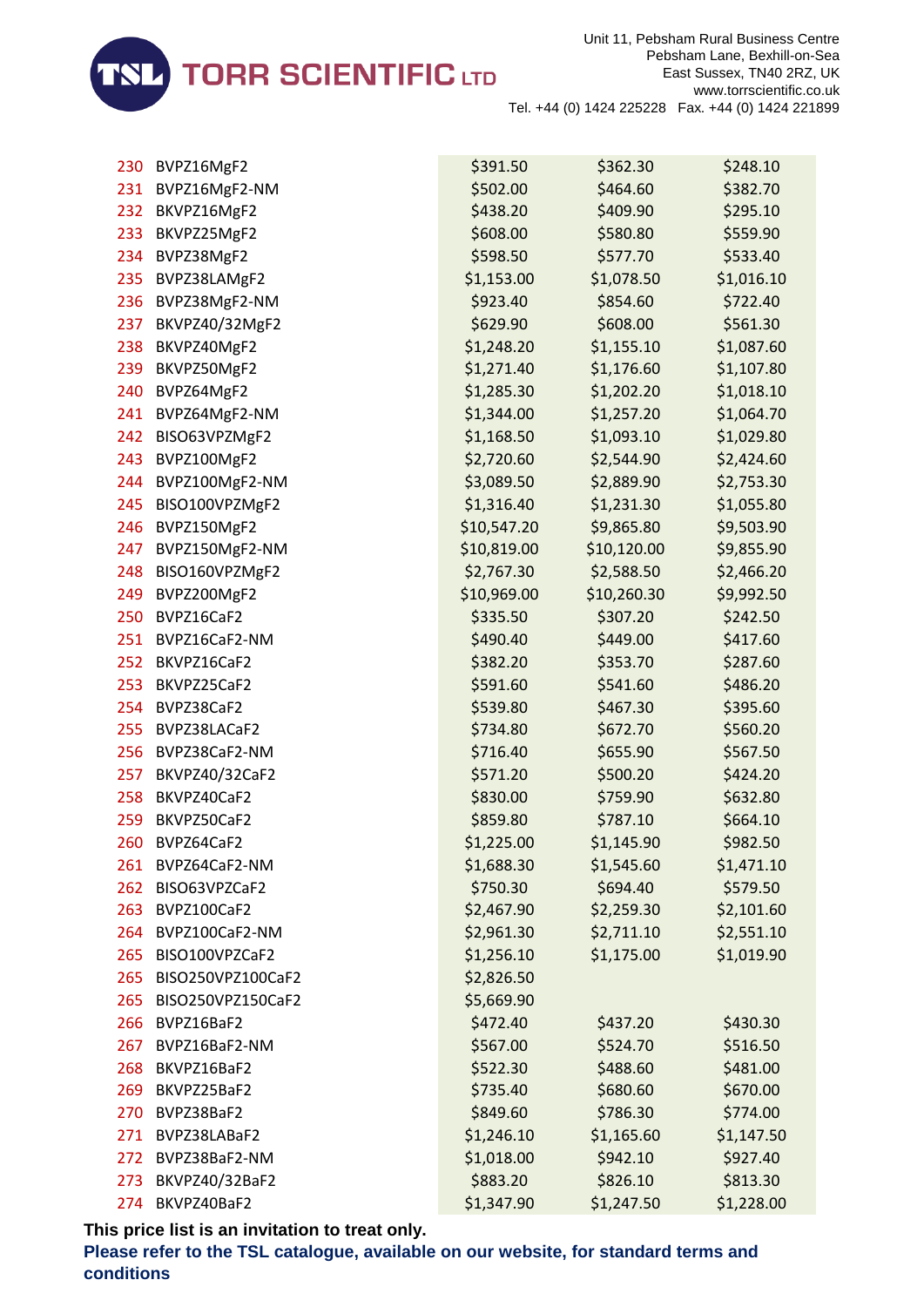| | | | | |
|---|---|---|---|---|
| 230 | BVPZ16MgF2 | $391.50 | $362.30 | $248.10 |
| 231 | BVPZ16MgF2-NM | $502.00 | $464.60 | $382.70 |
| 232 | BKVPZ16MgF2 | $438.20 | $409.90 | $295.10 |
| 233 | BKVPZ25MgF2 | $608.00 | $580.80 | $559.90 |
| 234 | BVPZ38MgF2 | $598.50 | $577.70 | $533.40 |
| 235 | BVPZ38LAMgF2 | $1,153.00 | $1,078.50 | $1,016.10 |
| 236 | BVPZ38MgF2-NM | $923.40 | $854.60 | $722.40 |
| 237 | BKVPZ40/32MgF2 | $629.90 | $608.00 | $561.30 |
| 238 | BKVPZ40MgF2 | $1,248.20 | $1,155.10 | $1,087.60 |
| 239 | BKVPZ50MgF2 | $1,271.40 | $1,176.60 | $1,107.80 |
| 240 | BVPZ64MgF2 | $1,285.30 | $1,202.20 | $1,018.10 |
| 241 | BVPZ64MgF2-NM | $1,344.00 | $1,257.20 | $1,064.70 |
| 242 | BISO63VPZMgF2 | $1,168.50 | $1,093.10 | $1,029.80 |
| 243 | BVPZ100MgF2 | $2,720.60 | $2,544.90 | $2,424.60 |
| 244 | BVPZ100MgF2-NM | $3,089.50 | $2,889.90 | $2,753.30 |
| 245 | BISO100VPZMgF2 | $1,316.40 | $1,231.30 | $1,055.80 |
| 246 | BVPZ150MgF2 | $10,547.20 | $9,865.80 | $9,503.90 |
| 247 | BVPZ150MgF2-NM | $10,819.00 | $10,120.00 | $9,855.90 |
| 248 | BISO160VPZMgF2 | $2,767.30 | $2,588.50 | $2,466.20 |
| 249 | BVPZ200MgF2 | $10,969.00 | $10,260.30 | $9,992.50 |
| 250 | BVPZ16CaF2 | $335.50 | $307.20 | $242.50 |
| 251 | BVPZ16CaF2-NM | $490.40 | $449.00 | $417.60 |
| 252 | BKVPZ16CaF2 | $382.20 | $353.70 | $287.60 |
| 253 | BKVPZ25CaF2 | $591.60 | $541.60 | $486.20 |
| 254 | BVPZ38CaF2 | $539.80 | $467.30 | $395.60 |
| 255 | BVPZ38LACaF2 | $734.80 | $672.70 | $560.20 |
| 256 | BVPZ38CaF2-NM | $716.40 | $655.90 | $567.50 |
| 257 | BKVPZ40/32CaF2 | $571.20 | $500.20 | $424.20 |
| 258 | BKVPZ40CaF2 | $830.00 | $759.90 | $632.80 |
| 259 | BKVPZ50CaF2 | $859.80 | $787.10 | $664.10 |
| 260 | BVPZ64CaF2 | $1,225.00 | $1,145.90 | $982.50 |
| 261 | BVPZ64CaF2-NM | $1,688.30 | $1,545.60 | $1,471.10 |
| 262 | BISO63VPZCaF2 | $750.30 | $694.40 | $579.50 |
| 263 | BVPZ100CaF2 | $2,467.90 | $2,259.30 | $2,101.60 |
| 264 | BVPZ100CaF2-NM | $2,961.30 | $2,711.10 | $2,551.10 |
| 265 | BISO100VPZCaF2 | $1,256.10 | $1,175.00 | $1,019.90 |
| 265 | BISO250VPZ100CaF2 | $2,826.50 | | |
| 265 | BISO250VPZ150CaF2 | $5,669.90 | | |
| 266 | BVPZ16BaF2 | $472.40 | $437.20 | $430.30 |
| 267 | BVPZ16BaF2-NM | $567.00 | $524.70 | $516.50 |
| 268 | BKVPZ16BaF2 | $522.30 | $488.60 | $481.00 |
| 269 | BKVPZ25BaF2 | $735.40 | $680.60 | $670.00 |
| 270 | BVPZ38BaF2 | $849.60 | $786.30 | $774.00 |
| 271 | BVPZ38LABaF2 | $1,246.10 | $1,165.60 | $1,147.50 |
| 272 | BVPZ38BaF2-NM | $1,018.00 | $942.10 | $927.40 |
| 273 | BKVPZ40/32BaF2 | $883.20 | $826.10 | $813.30 |
| 274 | BKVPZ40BaF2 | $1,347.90 | $1,247.50 | $1,228.00 |

**This price list is an invitation to treat only.**

**Please refer to the TSL catalogue, available on our website, for standard terms and conditions**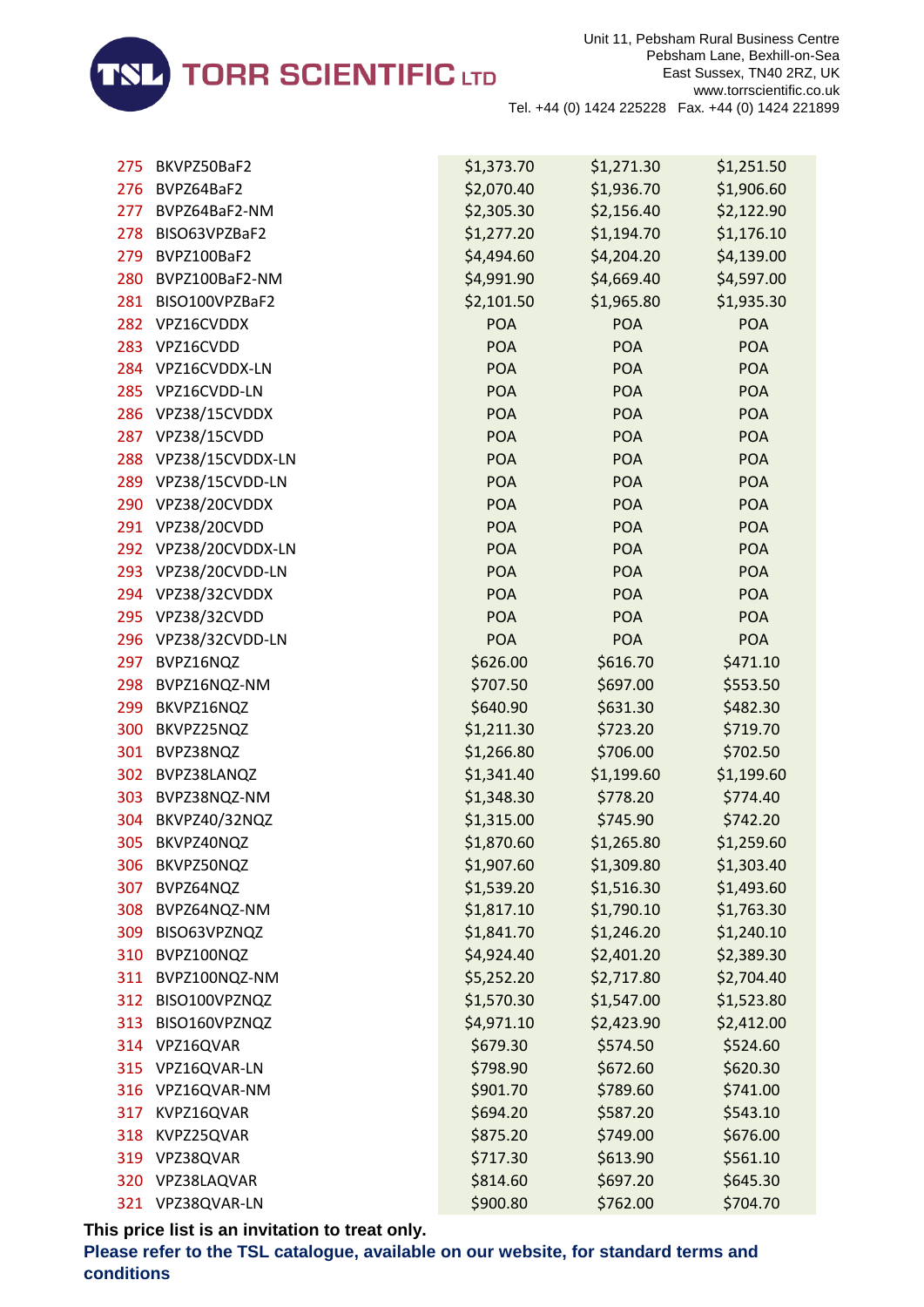| | | | | |
|---|---|---|---|---|
| 275 | BKVPZ50BaF2 | $1,373.70 | $1,271.30 | $1,251.50 |
| 276 | BVPZ64BaF2 | $2,070.40 | $1,936.70 | $1,906.60 |
| 277 | BVPZ64BaF2-NM | $2,305.30 | $2,156.40 | $2,122.90 |
| 278 | BISO63VPZBaF2 | $1,277.20 | $1,194.70 | $1,176.10 |
| 279 | BVPZ100BaF2 | $4,494.60 | $4,204.20 | $4,139.00 |
| 280 | BVPZ100BaF2-NM | $4,991.90 | $4,669.40 | $4,597.00 |
| 281 | BISO100VPZBaF2 | $2,101.50 | $1,965.80 | $1,935.30 |
| 282 | VPZ16CVDDX | POA | POA | POA |
| 283 | VPZ16CVDD | POA | POA | POA |
| 284 | VPZ16CVDDX-LN | POA | POA | POA |
| 285 | VPZ16CVDD-LN | POA | POA | POA |
| 286 | VPZ38/15CVDDX | POA | POA | POA |
| 287 | VPZ38/15CVDD | POA | POA | POA |
| 288 | VPZ38/15CVDDX-LN | POA | POA | POA |
| 289 | VPZ38/15CVDD-LN | POA | POA | POA |
| 290 | VPZ38/20CVDDX | POA | POA | POA |
| 291 | VPZ38/20CVDD | POA | POA | POA |
| 292 | VPZ38/20CVDDX-LN | POA | POA | POA |
| 293 | VPZ38/20CVDD-LN | POA | POA | POA |
| 294 | VPZ38/32CVDDX | POA | POA | POA |
| 295 | VPZ38/32CVDD | POA | POA | POA |
| 296 | VPZ38/32CVDD-LN | POA | POA | POA |
| 297 | BVPZ16NQZ | $626.00 | $616.70 | $471.10 |
| 298 | BVPZ16NQZ-NM | $707.50 | $697.00 | $553.50 |
| 299 | BKVPZ16NQZ | $640.90 | $631.30 | $482.30 |
| 300 | BKVPZ25NQZ | $1,211.30 | $723.20 | $719.70 |
| 301 | BVPZ38NQZ | $1,266.80 | $706.00 | $702.50 |
| 302 | BVPZ38LANQZ | $1,341.40 | $1,199.60 | $1,199.60 |
| 303 | BVPZ38NQZ-NM | $1,348.30 | $778.20 | $774.40 |
| 304 | BKVPZ40/32NQZ | $1,315.00 | $745.90 | $742.20 |
| 305 | BKVPZ40NQZ | $1,870.60 | $1,265.80 | $1,259.60 |
| 306 | BKVPZ50NQZ | $1,907.60 | $1,309.80 | $1,303.40 |
| 307 | BVPZ64NQZ | $1,539.20 | $1,516.30 | $1,493.60 |
| 308 | BVPZ64NQZ-NM | $1,817.10 | $1,790.10 | $1,763.30 |
| 309 | BISO63VPZNQZ | $1,841.70 | $1,246.20 | $1,240.10 |
| 310 | BVPZ100NQZ | $4,924.40 | $2,401.20 | $2,389.30 |
| 311 | BVPZ100NQZ-NM | $5,252.20 | $2,717.80 | $2,704.40 |
| 312 | BISO100VPZNQZ | $1,570.30 | $1,547.00 | $1,523.80 |
| 313 | BISO160VPZNQZ | $4,971.10 | $2,423.90 | $2,412.00 |
| 314 | VPZ16QVAR | $679.30 | $574.50 | $524.60 |
| 315 | VPZ16QVAR-LN | $798.90 | $672.60 | $620.30 |
| 316 | VPZ16QVAR-NM | $901.70 | $789.60 | $741.00 |
| 317 | KVPZ16QVAR | $694.20 | $587.20 | $543.10 |
| 318 | KVPZ25QVAR | $875.20 | $749.00 | $676.00 |
| 319 | VPZ38QVAR | $717.30 | $613.90 | $561.10 |
| 320 | VPZ38LAQVAR | $814.60 | $697.20 | $645.30 |
| 321 | VPZ38QVAR-LN | $900.80 | $762.00 | $704.70 |

**This price list is an invitation to treat only.**

**Please refer to the TSL catalogue, available on our website, for standard terms and conditions**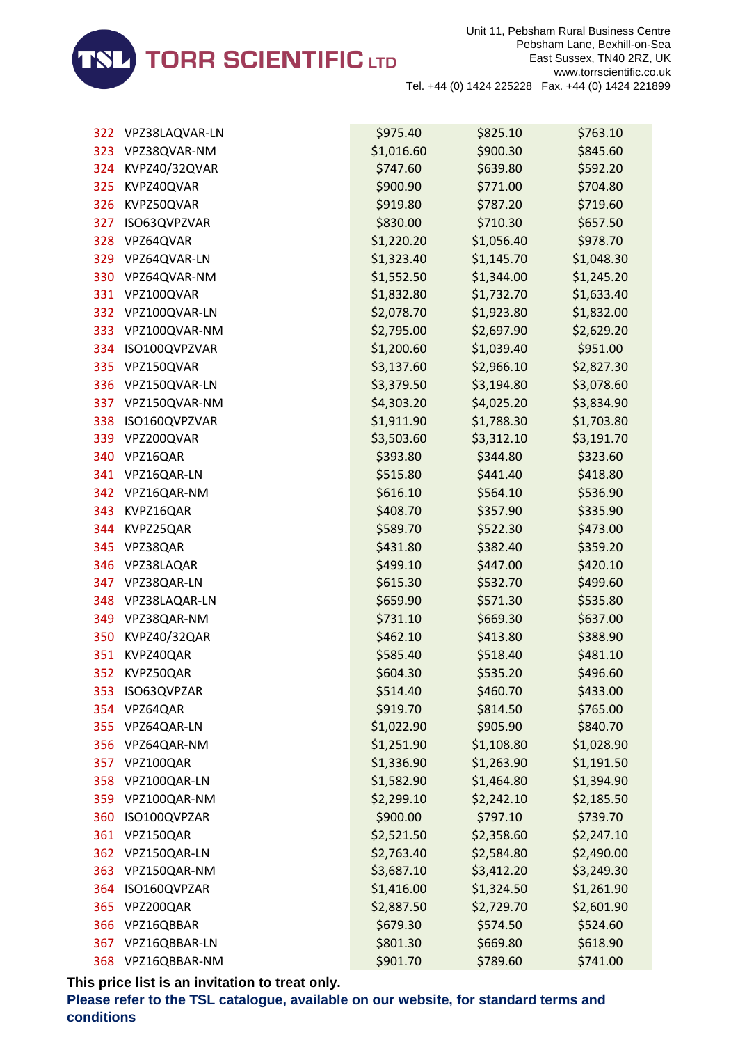| | | | | |
|---|---|---|---|---|
| 322 | VPZ38LAQVAR-LN | $975.40 | $825.10 | $763.10 |
| 323 | VPZ38QVAR-NM | $1,016.60 | $900.30 | $845.60 |
| 324 | KVPZ40/32QVAR | $747.60 | $639.80 | $592.20 |
| 325 | KVPZ40QVAR | $900.90 | $771.00 | $704.80 |
| 326 | KVPZ50QVAR | $919.80 | $787.20 | $719.60 |
| 327 | ISO63QVPZVAR | $830.00 | $710.30 | $657.50 |
| 328 | VPZ64QVAR | $1,220.20 | $1,056.40 | $978.70 |
| 329 | VPZ64QVAR-LN | $1,323.40 | $1,145.70 | $1,048.30 |
| 330 | VPZ64QVAR-NM | $1,552.50 | $1,344.00 | $1,245.20 |
| 331 | VPZ100QVAR | $1,832.80 | $1,732.70 | $1,633.40 |
| 332 | VPZ100QVAR-LN | $2,078.70 | $1,923.80 | $1,832.00 |
| 333 | VPZ100QVAR-NM | $2,795.00 | $2,697.90 | $2,629.20 |
| 334 | ISO100QVPZVAR | $1,200.60 | $1,039.40 | $951.00 |
| 335 | VPZ150QVAR | $3,137.60 | $2,966.10 | $2,827.30 |
| 336 | VPZ150QVAR-LN | $3,379.50 | $3,194.80 | $3,078.60 |
| 337 | VPZ150QVAR-NM | $4,303.20 | $4,025.20 | $3,834.90 |
| 338 | ISO160QVPZVAR | $1,911.90 | $1,788.30 | $1,703.80 |
| 339 | VPZ200QVAR | $3,503.60 | $3,312.10 | $3,191.70 |
| 340 | VPZ16QAR | $393.80 | $344.80 | $323.60 |
| 341 | VPZ16QAR-LN | $515.80 | $441.40 | $418.80 |
| 342 | VPZ16QAR-NM | $616.10 | $564.10 | $536.90 |
| 343 | KVPZ16QAR | $408.70 | $357.90 | $335.90 |
| 344 | KVPZ25QAR | $589.70 | $522.30 | $473.00 |
| 345 | VPZ38QAR | $431.80 | $382.40 | $359.20 |
| 346 | VPZ38LAQAR | $499.10 | $447.00 | $420.10 |
| 347 | VPZ38QAR-LN | $615.30 | $532.70 | $499.60 |
| 348 | VPZ38LAQAR-LN | $659.90 | $571.30 | $535.80 |
| 349 | VPZ38QAR-NM | $731.10 | $669.30 | $637.00 |
| 350 | KVPZ40/32QAR | $462.10 | $413.80 | $388.90 |
| 351 | KVPZ40QAR | $585.40 | $518.40 | $481.10 |
| 352 | KVPZ50QAR | $604.30 | $535.20 | $496.60 |
| 353 | ISO63QVPZAR | $514.40 | $460.70 | $433.00 |
| 354 | VPZ64QAR | $919.70 | $814.50 | $765.00 |
| 355 | VPZ64QAR-LN | $1,022.90 | $905.90 | $840.70 |
| 356 | VPZ64QAR-NM | $1,251.90 | $1,108.80 | $1,028.90 |
| 357 | VPZ100QAR | $1,336.90 | $1,263.90 | $1,191.50 |
| 358 | VPZ100QAR-LN | $1,582.90 | $1,464.80 | $1,394.90 |
| 359 | VPZ100QAR-NM | $2,299.10 | $2,242.10 | $2,185.50 |
| 360 | ISO100QVPZAR | $900.00 | $797.10 | $739.70 |
| 361 | VPZ150QAR | $2,521.50 | $2,358.60 | $2,247.10 |
| 362 | VPZ150QAR-LN | $2,763.40 | $2,584.80 | $2,490.00 |
| 363 | VPZ150QAR-NM | $3,687.10 | $3,412.20 | $3,249.30 |
| 364 | ISO160QVPZAR | $1,416.00 | $1,324.50 | $1,261.90 |
| 365 | VPZ200QAR | $2,887.50 | $2,729.70 | $2,601.90 |
| 366 | VPZ16QBBAR | $679.30 | $574.50 | $524.60 |
| 367 | VPZ16QBBAR-LN | $801.30 | $669.80 | $618.90 |
| 368 | VPZ16QBBAR-NM | $901.70 | $789.60 | $741.00 |

**This price list is an invitation to treat only.**

**Please refer to the TSL catalogue, available on our website, for standard terms and conditions**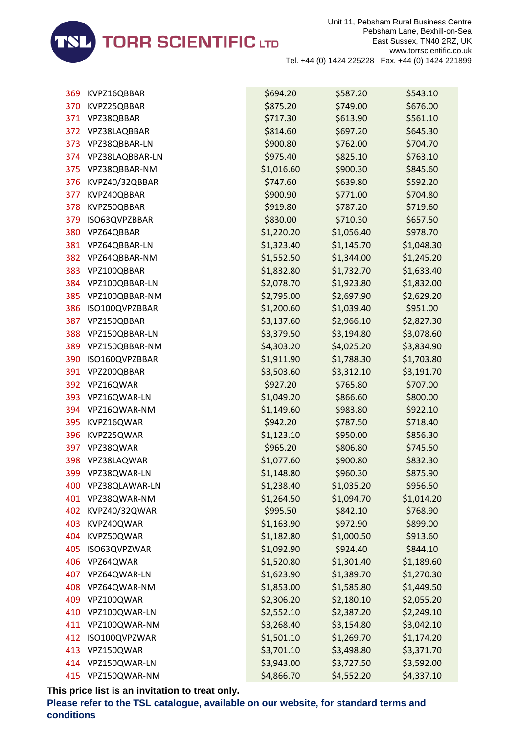**TORR SCIENTIFIC LTD**

Unit 11, Pebsham Rural Business Centre
Pebsham Lane, Bexhill-on-Sea
East Sussex, TN40 2RZ, UK
www.torrscientific.co.uk
Tel. +44 (0) 1424 225228 Fax. +44 (0) 1424 221899

| | | | | |
|---|---|---|---|---|
| 369 | KVPZ16QBBAR | $694.20 | $587.20 | $543.10 |
| 370 | KVPZ25QBBAR | $875.20 | $749.00 | $676.00 |
| 371 | VPZ38QBBAR | $717.30 | $613.90 | $561.10 |
| 372 | VPZ38LAQBBAR | $814.60 | $697.20 | $645.30 |
| 373 | VPZ38QBBAR-LN | $900.80 | $762.00 | $704.70 |
| 374 | VPZ38LAQBBAR-LN | $975.40 | $825.10 | $763.10 |
| 375 | VPZ38QBBAR-NM | $1,016.60 | $900.30 | $845.60 |
| 376 | KVPZ40/32QBBAR | $747.60 | $639.80 | $592.20 |
| 377 | KVPZ40QBBAR | $900.90 | $771.00 | $704.80 |
| 378 | KVPZ50QBBAR | $919.80 | $787.20 | $719.60 |
| 379 | ISO63QVPZBBAR | $830.00 | $710.30 | $657.50 |
| 380 | VPZ64QBBAR | $1,220.20 | $1,056.40 | $978.70 |
| 381 | VPZ64QBBAR-LN | $1,323.40 | $1,145.70 | $1,048.30 |
| 382 | VPZ64QBBAR-NM | $1,552.50 | $1,344.00 | $1,245.20 |
| 383 | VPZ100QBBAR | $1,832.80 | $1,732.70 | $1,633.40 |
| 384 | VPZ100QBBAR-LN | $2,078.70 | $1,923.80 | $1,832.00 |
| 385 | VPZ100QBBAR-NM | $2,795.00 | $2,697.90 | $2,629.20 |
| 386 | ISO100QVPZBBAR | $1,200.60 | $1,039.40 | $951.00 |
| 387 | VPZ150QBBAR | $3,137.60 | $2,966.10 | $2,827.30 |
| 388 | VPZ150QBBAR-LN | $3,379.50 | $3,194.80 | $3,078.60 |
| 389 | VPZ150QBBAR-NM | $4,303.20 | $4,025.20 | $3,834.90 |
| 390 | ISO160QVPZBBAR | $1,911.90 | $1,788.30 | $1,703.80 |
| 391 | VPZ200QBBAR | $3,503.60 | $3,312.10 | $3,191.70 |
| 392 | VPZ16QWAR | $927.20 | $765.80 | $707.00 |
| 393 | VPZ16QWAR-LN | $1,049.20 | $866.60 | $800.00 |
| 394 | VPZ16QWAR-NM | $1,149.60 | $983.80 | $922.10 |
| 395 | KVPZ16QWAR | $942.20 | $787.50 | $718.40 |
| 396 | KVPZ25QWAR | $1,123.10 | $950.00 | $856.30 |
| 397 | VPZ38QWAR | $965.20 | $806.80 | $745.50 |
| 398 | VPZ38LAQWAR | $1,077.60 | $900.80 | $832.30 |
| 399 | VPZ38QWAR-LN | $1,148.80 | $960.30 | $875.90 |
| 400 | VPZ38QLAWAR-LN | $1,238.40 | $1,035.20 | $956.50 |
| 401 | VPZ38QWAR-NM | $1,264.50 | $1,094.70 | $1,014.20 |
| 402 | KVPZ40/32QWAR | $995.50 | $842.10 | $768.90 |
| 403 | KVPZ40QWAR | $1,163.90 | $972.90 | $899.00 |
| 404 | KVPZ50QWAR | $1,182.80 | $1,000.50 | $913.60 |
| 405 | ISO63QVPZWAR | $1,092.90 | $924.40 | $844.10 |
| 406 | VPZ64QWAR | $1,520.80 | $1,301.40 | $1,189.60 |
| 407 | VPZ64QWAR-LN | $1,623.90 | $1,389.70 | $1,270.30 |
| 408 | VPZ64QWAR-NM | $1,853.00 | $1,585.80 | $1,449.50 |
| 409 | VPZ100QWAR | $2,306.20 | $2,180.10 | $2,055.20 |
| 410 | VPZ100QWAR-LN | $2,552.10 | $2,387.20 | $2,249.10 |
| 411 | VPZ100QWAR-NM | $3,268.40 | $3,154.80 | $3,042.10 |
| 412 | ISO100QVPZWAR | $1,501.10 | $1,269.70 | $1,174.20 |
| 413 | VPZ150QWAR | $3,701.10 | $3,498.80 | $3,371.70 |
| 414 | VPZ150QWAR-LN | $3,943.00 | $3,727.50 | $3,592.00 |
| 415 | VPZ150QWAR-NM | $4,866.70 | $4,552.20 | $4,337.10 |

**This price list is an invitation to treat only.**

**Please refer to the TSL catalogue, available on our website, for standard terms and conditions**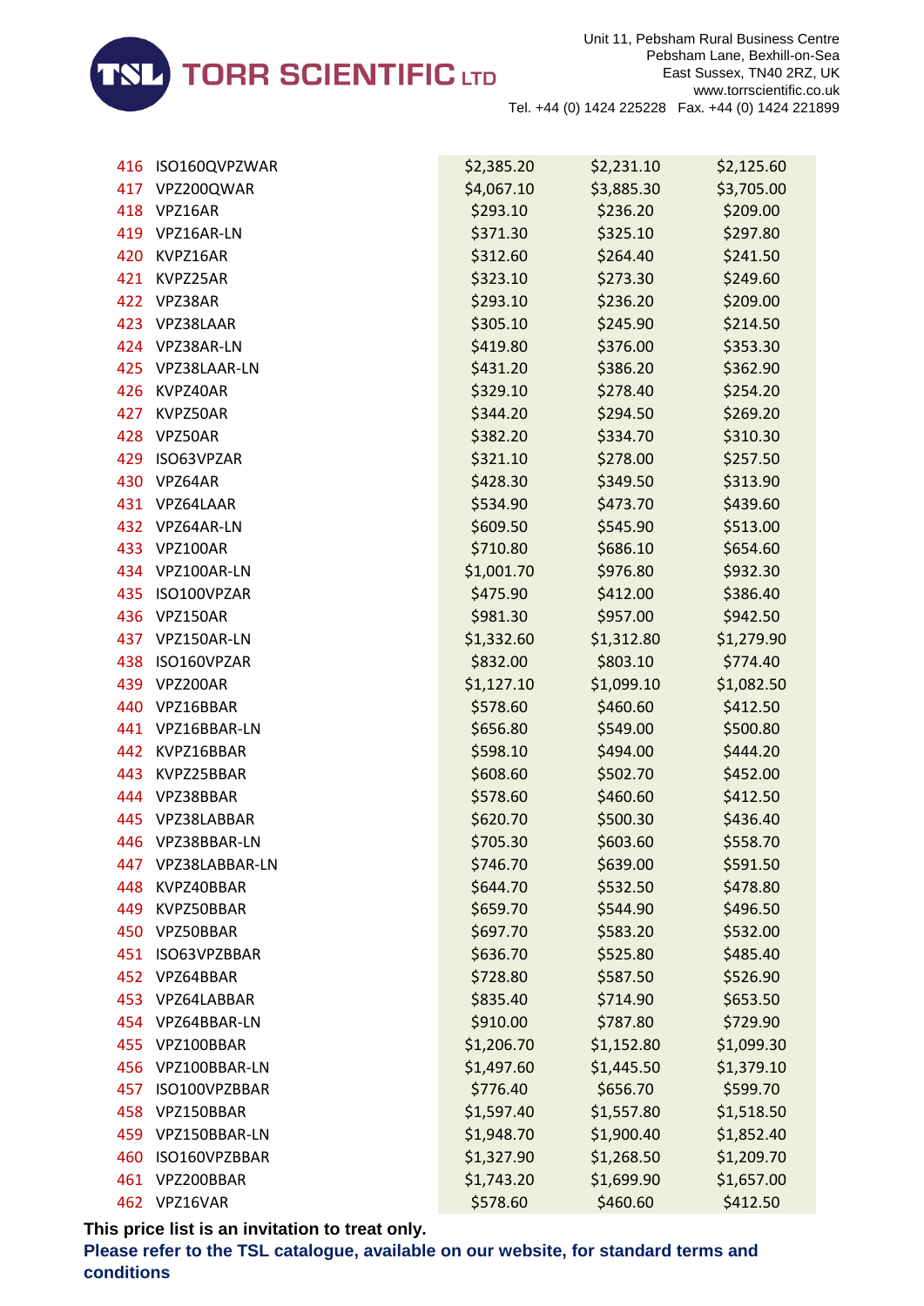| | | | | |
|---|---|---|---|---|
| 416 | ISO160QVPZWAR | $2,385.20 | $2,231.10 | $2,125.60 |
| 417 | VPZ200QWAR | $4,067.10 | $3,885.30 | $3,705.00 |
| 418 | VPZ16AR | $293.10 | $236.20 | $209.00 |
| 419 | VPZ16AR-LN | $371.30 | $325.10 | $297.80 |
| 420 | KVPZ16AR | $312.60 | $264.40 | $241.50 |
| 421 | KVPZ25AR | $323.10 | $273.30 | $249.60 |
| 422 | VPZ38AR | $293.10 | $236.20 | $209.00 |
| 423 | VPZ38LAAR | $305.10 | $245.90 | $214.50 |
| 424 | VPZ38AR-LN | $419.80 | $376.00 | $353.30 |
| 425 | VPZ38LAAR-LN | $431.20 | $386.20 | $362.90 |
| 426 | KVPZ40AR | $329.10 | $278.40 | $254.20 |
| 427 | KVPZ50AR | $344.20 | $294.50 | $269.20 |
| 428 | VPZ50AR | $382.20 | $334.70 | $310.30 |
| 429 | ISO63VPZAR | $321.10 | $278.00 | $257.50 |
| 430 | VPZ64AR | $428.30 | $349.50 | $313.90 |
| 431 | VPZ64LAAR | $534.90 | $473.70 | $439.60 |
| 432 | VPZ64AR-LN | $609.50 | $545.90 | $513.00 |
| 433 | VPZ100AR | $710.80 | $686.10 | $654.60 |
| 434 | VPZ100AR-LN | $1,001.70 | $976.80 | $932.30 |
| 435 | ISO100VPZAR | $475.90 | $412.00 | $386.40 |
| 436 | VPZ150AR | $981.30 | $957.00 | $942.50 |
| 437 | VPZ150AR-LN | $1,332.60 | $1,312.80 | $1,279.90 |
| 438 | ISO160VPZAR | $832.00 | $803.10 | $774.40 |
| 439 | VPZ200AR | $1,127.10 | $1,099.10 | $1,082.50 |
| 440 | VPZ16BBAR | $578.60 | $460.60 | $412.50 |
| 441 | VPZ16BBAR-LN | $656.80 | $549.00 | $500.80 |
| 442 | KVPZ16BBAR | $598.10 | $494.00 | $444.20 |
| 443 | KVPZ25BBAR | $608.60 | $502.70 | $452.00 |
| 444 | VPZ38BBAR | $578.60 | $460.60 | $412.50 |
| 445 | VPZ38LABBAR | $620.70 | $500.30 | $436.40 |
| 446 | VPZ38BBAR-LN | $705.30 | $603.60 | $558.70 |
| 447 | VPZ38LABBAR-LN | $746.70 | $639.00 | $591.50 |
| 448 | KVPZ40BBAR | $644.70 | $532.50 | $478.80 |
| 449 | KVPZ50BBAR | $659.70 | $544.90 | $496.50 |
| 450 | VPZ50BBAR | $697.70 | $583.20 | $532.00 |
| 451 | ISO63VPZBBAR | $636.70 | $525.80 | $485.40 |
| 452 | VPZ64BBAR | $728.80 | $587.50 | $526.90 |
| 453 | VPZ64LABBAR | $835.40 | $714.90 | $653.50 |
| 454 | VPZ64BBAR-LN | $910.00 | $787.80 | $729.90 |
| 455 | VPZ100BBAR | $1,206.70 | $1,152.80 | $1,099.30 |
| 456 | VPZ100BBAR-LN | $1,497.60 | $1,445.50 | $1,379.10 |
| 457 | ISO100VPZBBAR | $776.40 | $656.70 | $599.70 |
| 458 | VPZ150BBAR | $1,597.40 | $1,557.80 | $1,518.50 |
| 459 | VPZ150BBAR-LN | $1,948.70 | $1,900.40 | $1,852.40 |
| 460 | ISO160VPZBBAR | $1,327.90 | $1,268.50 | $1,209.70 |
| 461 | VPZ200BBAR | $1,743.20 | $1,699.90 | $1,657.00 |
| 462 | VPZ16VAR | $578.60 | $460.60 | $412.50 |

**This price list is an invitation to treat only.**

**Please refer to the TSL catalogue, available on our website, for standard terms and conditions**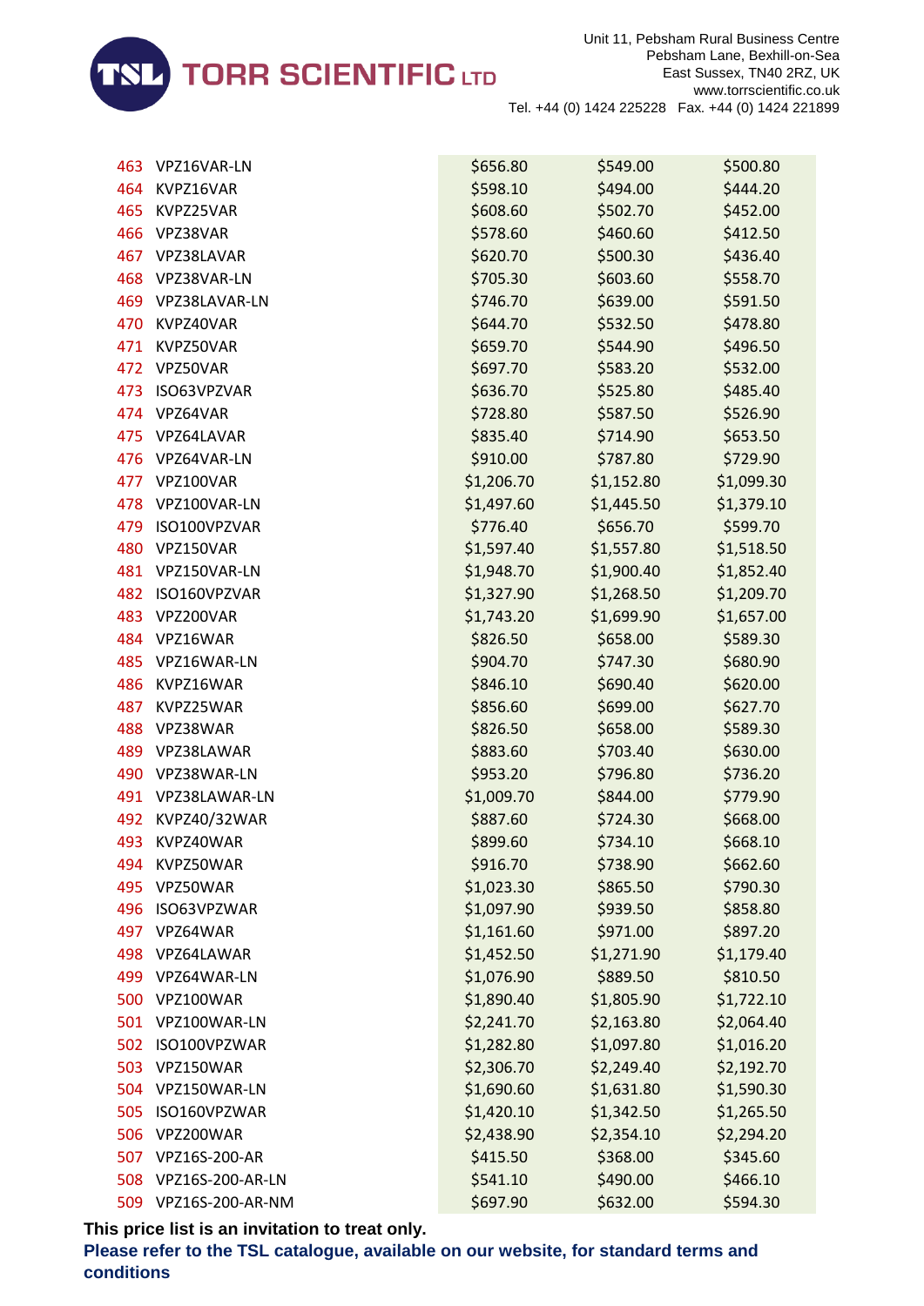| | | | | |
|---|---|---|---|---|
| 463 | VPZ16VAR-LN | $656.80 | $549.00 | $500.80 |
| 464 | KVPZ16VAR | $598.10 | $494.00 | $444.20 |
| 465 | KVPZ25VAR | $608.60 | $502.70 | $452.00 |
| 466 | VPZ38VAR | $578.60 | $460.60 | $412.50 |
| 467 | VPZ38LAVAR | $620.70 | $500.30 | $436.40 |
| 468 | VPZ38VAR-LN | $705.30 | $603.60 | $558.70 |
| 469 | VPZ38LAVAR-LN | $746.70 | $639.00 | $591.50 |
| 470 | KVPZ40VAR | $644.70 | $532.50 | $478.80 |
| 471 | KVPZ50VAR | $659.70 | $544.90 | $496.50 |
| 472 | VPZ50VAR | $697.70 | $583.20 | $532.00 |
| 473 | ISO63VPZVAR | $636.70 | $525.80 | $485.40 |
| 474 | VPZ64VAR | $728.80 | $587.50 | $526.90 |
| 475 | VPZ64LAVAR | $835.40 | $714.90 | $653.50 |
| 476 | VPZ64VAR-LN | $910.00 | $787.80 | $729.90 |
| 477 | VPZ100VAR | $1,206.70 | $1,152.80 | $1,099.30 |
| 478 | VPZ100VAR-LN | $1,497.60 | $1,445.50 | $1,379.10 |
| 479 | ISO100VPZVAR | $776.40 | $656.70 | $599.70 |
| 480 | VPZ150VAR | $1,597.40 | $1,557.80 | $1,518.50 |
| 481 | VPZ150VAR-LN | $1,948.70 | $1,900.40 | $1,852.40 |
| 482 | ISO160VPZVAR | $1,327.90 | $1,268.50 | $1,209.70 |
| 483 | VPZ200VAR | $1,743.20 | $1,699.90 | $1,657.00 |
| 484 | VPZ16WAR | $826.50 | $658.00 | $589.30 |
| 485 | VPZ16WAR-LN | $904.70 | $747.30 | $680.90 |
| 486 | KVPZ16WAR | $846.10 | $690.40 | $620.00 |
| 487 | KVPZ25WAR | $856.60 | $699.00 | $627.70 |
| 488 | VPZ38WAR | $826.50 | $658.00 | $589.30 |
| 489 | VPZ38LAWAR | $883.60 | $703.40 | $630.00 |
| 490 | VPZ38WAR-LN | $953.20 | $796.80 | $736.20 |
| 491 | VPZ38LAWAR-LN | $1,009.70 | $844.00 | $779.90 |
| 492 | KVPZ40/32WAR | $887.60 | $724.30 | $668.00 |
| 493 | KVPZ40WAR | $899.60 | $734.10 | $668.10 |
| 494 | KVPZ50WAR | $916.70 | $738.90 | $662.60 |
| 495 | VPZ50WAR | $1,023.30 | $865.50 | $790.30 |
| 496 | ISO63VPZWAR | $1,097.90 | $939.50 | $858.80 |
| 497 | VPZ64WAR | $1,161.60 | $971.00 | $897.20 |
| 498 | VPZ64LAWAR | $1,452.50 | $1,271.90 | $1,179.40 |
| 499 | VPZ64WAR-LN | $1,076.90 | $889.50 | $810.50 |
| 500 | VPZ100WAR | $1,890.40 | $1,805.90 | $1,722.10 |
| 501 | VPZ100WAR-LN | $2,241.70 | $2,163.80 | $2,064.40 |
| 502 | ISO100VPZWAR | $1,282.80 | $1,097.80 | $1,016.20 |
| 503 | VPZ150WAR | $2,306.70 | $2,249.40 | $2,192.70 |
| 504 | VPZ150WAR-LN | $1,690.60 | $1,631.80 | $1,590.30 |
| 505 | ISO160VPZWAR | $1,420.10 | $1,342.50 | $1,265.50 |
| 506 | VPZ200WAR | $2,438.90 | $2,354.10 | $2,294.20 |
| 507 | VPZ16S-200-AR | $415.50 | $368.00 | $345.60 |
| 508 | VPZ16S-200-AR-LN | $541.10 | $490.00 | $466.10 |
| 509 | VPZ16S-200-AR-NM | $697.90 | $632.00 | $594.30 |

**This price list is an invitation to treat only.**

**Please refer to the TSL catalogue, available on our website, for standard terms and conditions**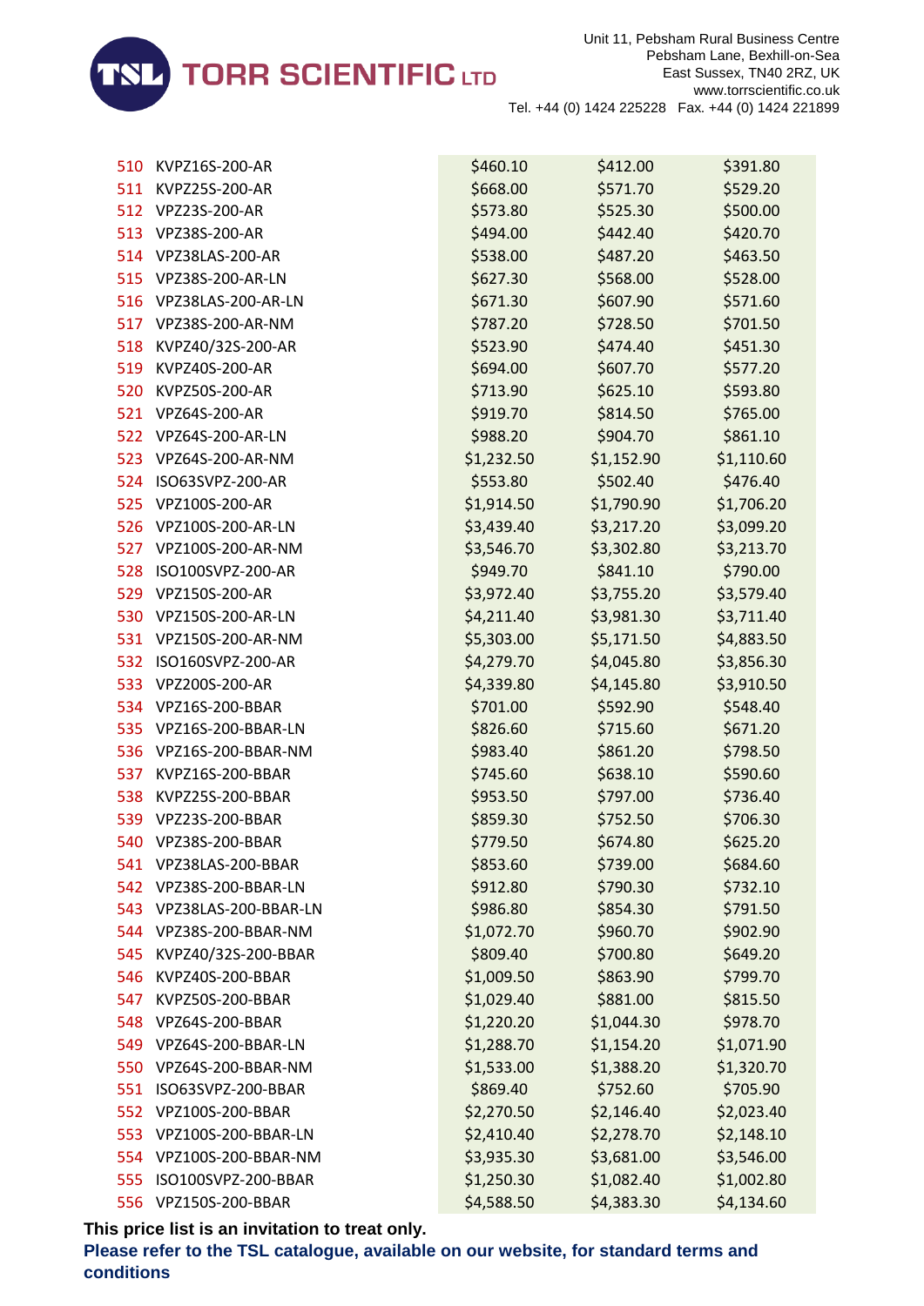| | | | | |
|---|---|---|---|---|
| 510 | KVPZ16S-200-AR | $460.10 | $412.00 | $391.80 |
| 511 | KVPZ25S-200-AR | $668.00 | $571.70 | $529.20 |
| 512 | VPZ23S-200-AR | $573.80 | $525.30 | $500.00 |
| 513 | VPZ38S-200-AR | $494.00 | $442.40 | $420.70 |
| 514 | VPZ38LAS-200-AR | $538.00 | $487.20 | $463.50 |
| 515 | VPZ38S-200-AR-LN | $627.30 | $568.00 | $528.00 |
| 516 | VPZ38LAS-200-AR-LN | $671.30 | $607.90 | $571.60 |
| 517 | VPZ38S-200-AR-NM | $787.20 | $728.50 | $701.50 |
| 518 | KVPZ40/32S-200-AR | $523.90 | $474.40 | $451.30 |
| 519 | KVPZ40S-200-AR | $694.00 | $607.70 | $577.20 |
| 520 | KVPZ50S-200-AR | $713.90 | $625.10 | $593.80 |
| 521 | VPZ64S-200-AR | $919.70 | $814.50 | $765.00 |
| 522 | VPZ64S-200-AR-LN | $988.20 | $904.70 | $861.10 |
| 523 | VPZ64S-200-AR-NM | $1,232.50 | $1,152.90 | $1,110.60 |
| 524 | ISO63SVPZ-200-AR | $553.80 | $502.40 | $476.40 |
| 525 | VPZ100S-200-AR | $1,914.50 | $1,790.90 | $1,706.20 |
| 526 | VPZ100S-200-AR-LN | $3,439.40 | $3,217.20 | $3,099.20 |
| 527 | VPZ100S-200-AR-NM | $3,546.70 | $3,302.80 | $3,213.70 |
| 528 | ISO100SVPZ-200-AR | $949.70 | $841.10 | $790.00 |
| 529 | VPZ150S-200-AR | $3,972.40 | $3,755.20 | $3,579.40 |
| 530 | VPZ150S-200-AR-LN | $4,211.40 | $3,981.30 | $3,711.40 |
| 531 | VPZ150S-200-AR-NM | $5,303.00 | $5,171.50 | $4,883.50 |
| 532 | ISO160SVPZ-200-AR | $4,279.70 | $4,045.80 | $3,856.30 |
| 533 | VPZ200S-200-AR | $4,339.80 | $4,145.80 | $3,910.50 |
| 534 | VPZ16S-200-BBAR | $701.00 | $592.90 | $548.40 |
| 535 | VPZ16S-200-BBAR-LN | $826.60 | $715.60 | $671.20 |
| 536 | VPZ16S-200-BBAR-NM | $983.40 | $861.20 | $798.50 |
| 537 | KVPZ16S-200-BBAR | $745.60 | $638.10 | $590.60 |
| 538 | KVPZ25S-200-BBAR | $953.50 | $797.00 | $736.40 |
| 539 | VPZ23S-200-BBAR | $859.30 | $752.50 | $706.30 |
| 540 | VPZ38S-200-BBAR | $779.50 | $674.80 | $625.20 |
| 541 | VPZ38LAS-200-BBAR | $853.60 | $739.00 | $684.60 |
| 542 | VPZ38S-200-BBAR-LN | $912.80 | $790.30 | $732.10 |
| 543 | VPZ38LAS-200-BBAR-LN | $986.80 | $854.30 | $791.50 |
| 544 | VPZ38S-200-BBAR-NM | $1,072.70 | $960.70 | $902.90 |
| 545 | KVPZ40/32S-200-BBAR | $809.40 | $700.80 | $649.20 |
| 546 | KVPZ40S-200-BBAR | $1,009.50 | $863.90 | $799.70 |
| 547 | KVPZ50S-200-BBAR | $1,029.40 | $881.00 | $815.50 |
| 548 | VPZ64S-200-BBAR | $1,220.20 | $1,044.30 | $978.70 |
| 549 | VPZ64S-200-BBAR-LN | $1,288.70 | $1,154.20 | $1,071.90 |
| 550 | VPZ64S-200-BBAR-NM | $1,533.00 | $1,388.20 | $1,320.70 |
| 551 | ISO63SVPZ-200-BBAR | $869.40 | $752.60 | $705.90 |
| 552 | VPZ100S-200-BBAR | $2,270.50 | $2,146.40 | $2,023.40 |
| 553 | VPZ100S-200-BBAR-LN | $2,410.40 | $2,278.70 | $2,148.10 |
| 554 | VPZ100S-200-BBAR-NM | $3,935.30 | $3,681.00 | $3,546.00 |
| 555 | ISO100SVPZ-200-BBAR | $1,250.30 | $1,082.40 | $1,002.80 |
| 556 | VPZ150S-200-BBAR | $4,588.50 | $4,383.30 | $4,134.60 |

**This price list is an invitation to treat only.**

**Please refer to the TSL catalogue, available on our website, for standard terms and conditions**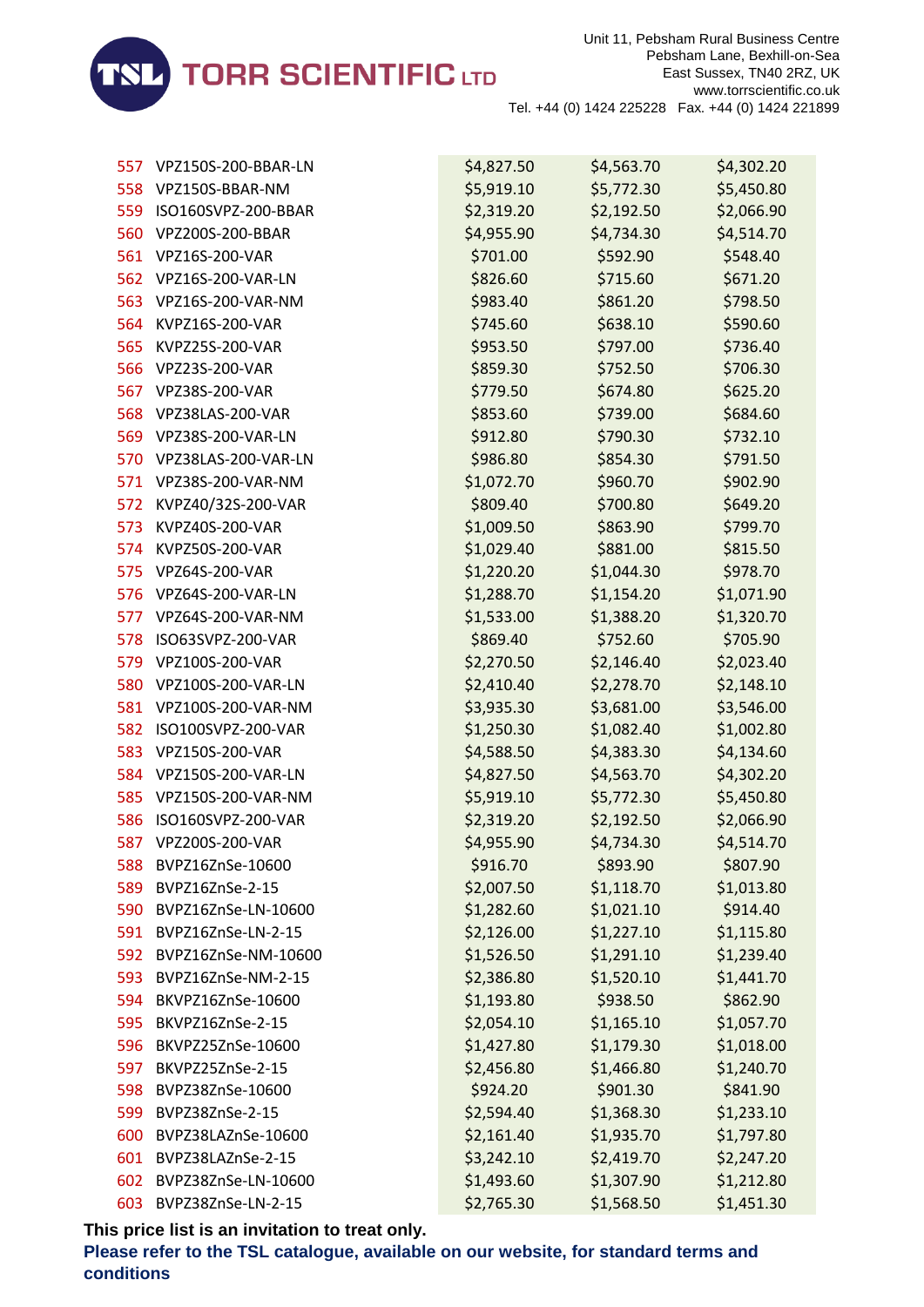| | | | | |
|---|---|---|---|---|
| 557 | VPZ150S-200-BBAR-LN | $4,827.50 | $4,563.70 | $4,302.20 |
| 558 | VPZ150S-BBAR-NM | $5,919.10 | $5,772.30 | $5,450.80 |
| 559 | ISO160SVPZ-200-BBAR | $2,319.20 | $2,192.50 | $2,066.90 |
| 560 | VPZ200S-200-BBAR | $4,955.90 | $4,734.30 | $4,514.70 |
| 561 | VPZ16S-200-VAR | $701.00 | $592.90 | $548.40 |
| 562 | VPZ16S-200-VAR-LN | $826.60 | $715.60 | $671.20 |
| 563 | VPZ16S-200-VAR-NM | $983.40 | $861.20 | $798.50 |
| 564 | KVPZ16S-200-VAR | $745.60 | $638.10 | $590.60 |
| 565 | KVPZ25S-200-VAR | $953.50 | $797.00 | $736.40 |
| 566 | VPZ23S-200-VAR | $859.30 | $752.50 | $706.30 |
| 567 | VPZ38S-200-VAR | $779.50 | $674.80 | $625.20 |
| 568 | VPZ38LAS-200-VAR | $853.60 | $739.00 | $684.60 |
| 569 | VPZ38S-200-VAR-LN | $912.80 | $790.30 | $732.10 |
| 570 | VPZ38LAS-200-VAR-LN | $986.80 | $854.30 | $791.50 |
| 571 | VPZ38S-200-VAR-NM | $1,072.70 | $960.70 | $902.90 |
| 572 | KVPZ40/32S-200-VAR | $809.40 | $700.80 | $649.20 |
| 573 | KVPZ40S-200-VAR | $1,009.50 | $863.90 | $799.70 |
| 574 | KVPZ50S-200-VAR | $1,029.40 | $881.00 | $815.50 |
| 575 | VPZ64S-200-VAR | $1,220.20 | $1,044.30 | $978.70 |
| 576 | VPZ64S-200-VAR-LN | $1,288.70 | $1,154.20 | $1,071.90 |
| 577 | VPZ64S-200-VAR-NM | $1,533.00 | $1,388.20 | $1,320.70 |
| 578 | ISO63SVPZ-200-VAR | $869.40 | $752.60 | $705.90 |
| 579 | VPZ100S-200-VAR | $2,270.50 | $2,146.40 | $2,023.40 |
| 580 | VPZ100S-200-VAR-LN | $2,410.40 | $2,278.70 | $2,148.10 |
| 581 | VPZ100S-200-VAR-NM | $3,935.30 | $3,681.00 | $3,546.00 |
| 582 | ISO100SVPZ-200-VAR | $1,250.30 | $1,082.40 | $1,002.80 |
| 583 | VPZ150S-200-VAR | $4,588.50 | $4,383.30 | $4,134.60 |
| 584 | VPZ150S-200-VAR-LN | $4,827.50 | $4,563.70 | $4,302.20 |
| 585 | VPZ150S-200-VAR-NM | $5,919.10 | $5,772.30 | $5,450.80 |
| 586 | ISO160SVPZ-200-VAR | $2,319.20 | $2,192.50 | $2,066.90 |
| 587 | VPZ200S-200-VAR | $4,955.90 | $4,734.30 | $4,514.70 |
| 588 | BVPZ16ZnSe-10600 | $916.70 | $893.90 | $807.90 |
| 589 | BVPZ16ZnSe-2-15 | $2,007.50 | $1,118.70 | $1,013.80 |
| 590 | BVPZ16ZnSe-LN-10600 | $1,282.60 | $1,021.10 | $914.40 |
| 591 | BVPZ16ZnSe-LN-2-15 | $2,126.00 | $1,227.10 | $1,115.80 |
| 592 | BVPZ16ZnSe-NM-10600 | $1,526.50 | $1,291.10 | $1,239.40 |
| 593 | BVPZ16ZnSe-NM-2-15 | $2,386.80 | $1,520.10 | $1,441.70 |
| 594 | BKVPZ16ZnSe-10600 | $1,193.80 | $938.50 | $862.90 |
| 595 | BKVPZ16ZnSe-2-15 | $2,054.10 | $1,165.10 | $1,057.70 |
| 596 | BKVPZ25ZnSe-10600 | $1,427.80 | $1,179.30 | $1,018.00 |
| 597 | BKVPZ25ZnSe-2-15 | $2,456.80 | $1,466.80 | $1,240.70 |
| 598 | BVPZ38ZnSe-10600 | $924.20 | $901.30 | $841.90 |
| 599 | BVPZ38ZnSe-2-15 | $2,594.40 | $1,368.30 | $1,233.10 |
| 600 | BVPZ38LAZnSe-10600 | $2,161.40 | $1,935.70 | $1,797.80 |
| 601 | BVPZ38LAZnSe-2-15 | $3,242.10 | $2,419.70 | $2,247.20 |
| 602 | BVPZ38ZnSe-LN-10600 | $1,493.60 | $1,307.90 | $1,212.80 |
| 603 | BVPZ38ZnSe-LN-2-15 | $2,765.30 | $1,568.50 | $1,451.30 |

**This price list is an invitation to treat only.**

**Please refer to the TSL catalogue, available on our website, for standard terms and conditions**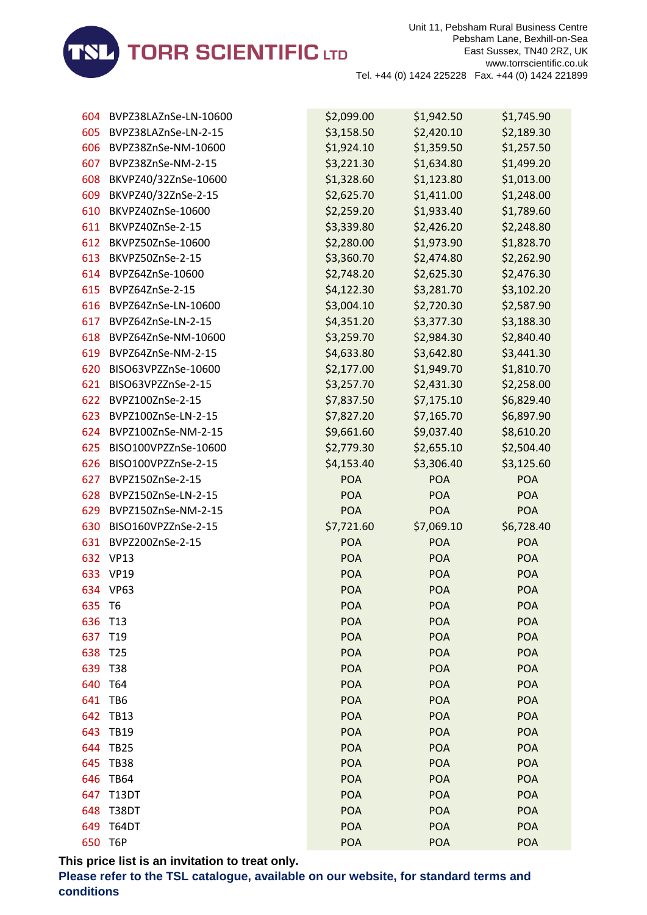| | | | | |
|---|---|---|---|---|
| 604 | BVPZ38LAZnSe-LN-10600 | $2,099.00 | $1,942.50 | $1,745.90 |
| 605 | BVPZ38LAZnSe-LN-2-15 | $3,158.50 | $2,420.10 | $2,189.30 |
| 606 | BVPZ38ZnSe-NM-10600 | $1,924.10 | $1,359.50 | $1,257.50 |
| 607 | BVPZ38ZnSe-NM-2-15 | $3,221.30 | $1,634.80 | $1,499.20 |
| 608 | BKVPZ40/32ZnSe-10600 | $1,328.60 | $1,123.80 | $1,013.00 |
| 609 | BKVPZ40/32ZnSe-2-15 | $2,625.70 | $1,411.00 | $1,248.00 |
| 610 | BKVPZ40ZnSe-10600 | $2,259.20 | $1,933.40 | $1,789.60 |
| 611 | BKVPZ40ZnSe-2-15 | $3,339.80 | $2,426.20 | $2,248.80 |
| 612 | BKVPZ50ZnSe-10600 | $2,280.00 | $1,973.90 | $1,828.70 |
| 613 | BKVPZ50ZnSe-2-15 | $3,360.70 | $2,474.80 | $2,262.90 |
| 614 | BVPZ64ZnSe-10600 | $2,748.20 | $2,625.30 | $2,476.30 |
| 615 | BVPZ64ZnSe-2-15 | $4,122.30 | $3,281.70 | $3,102.20 |
| 616 | BVPZ64ZnSe-LN-10600 | $3,004.10 | $2,720.30 | $2,587.90 |
| 617 | BVPZ64ZnSe-LN-2-15 | $4,351.20 | $3,377.30 | $3,188.30 |
| 618 | BVPZ64ZnSe-NM-10600 | $3,259.70 | $2,984.30 | $2,840.40 |
| 619 | BVPZ64ZnSe-NM-2-15 | $4,633.80 | $3,642.80 | $3,441.30 |
| 620 | BISO63VPZZnSe-10600 | $2,177.00 | $1,949.70 | $1,810.70 |
| 621 | BISO63VPZZnSe-2-15 | $3,257.70 | $2,431.30 | $2,258.00 |
| 622 | BVPZ100ZnSe-2-15 | $7,837.50 | $7,175.10 | $6,829.40 |
| 623 | BVPZ100ZnSe-LN-2-15 | $7,827.20 | $7,165.70 | $6,897.90 |
| 624 | BVPZ100ZnSe-NM-2-15 | $9,661.60 | $9,037.40 | $8,610.20 |
| 625 | BISO100VPZZnSe-10600 | $2,779.30 | $2,655.10 | $2,504.40 |
| 626 | BISO100VPZZnSe-2-15 | $4,153.40 | $3,306.40 | $3,125.60 |
| 627 | BVPZ150ZnSe-2-15 | POA | POA | POA |
| 628 | BVPZ150ZnSe-LN-2-15 | POA | POA | POA |
| 629 | BVPZ150ZnSe-NM-2-15 | POA | POA | POA |
| 630 | BISO160VPZZnSe-2-15 | $7,721.60 | $7,069.10 | $6,728.40 |
| 631 | BVPZ200ZnSe-2-15 | POA | POA | POA |
| 632 | VP13 | POA | POA | POA |
| 633 | VP19 | POA | POA | POA |
| 634 | VP63 | POA | POA | POA |
| 635 | T6 | POA | POA | POA |
| 636 | T13 | POA | POA | POA |
| 637 | T19 | POA | POA | POA |
| 638 | T25 | POA | POA | POA |
| 639 | T38 | POA | POA | POA |
| 640 | T64 | POA | POA | POA |
| 641 | TB6 | POA | POA | POA |
| 642 | TB13 | POA | POA | POA |
| 643 | TB19 | POA | POA | POA |
| 644 | TB25 | POA | POA | POA |
| 645 | TB38 | POA | POA | POA |
| 646 | TB64 | POA | POA | POA |
| 647 | T13DT | POA | POA | POA |
| 648 | T38DT | POA | POA | POA |
| 649 | T64DT | POA | POA | POA |
| 650 | T6P | POA | POA | POA |

**This price list is an invitation to treat only.**

**Please refer to the TSL catalogue, available on our website, for standard terms and conditions**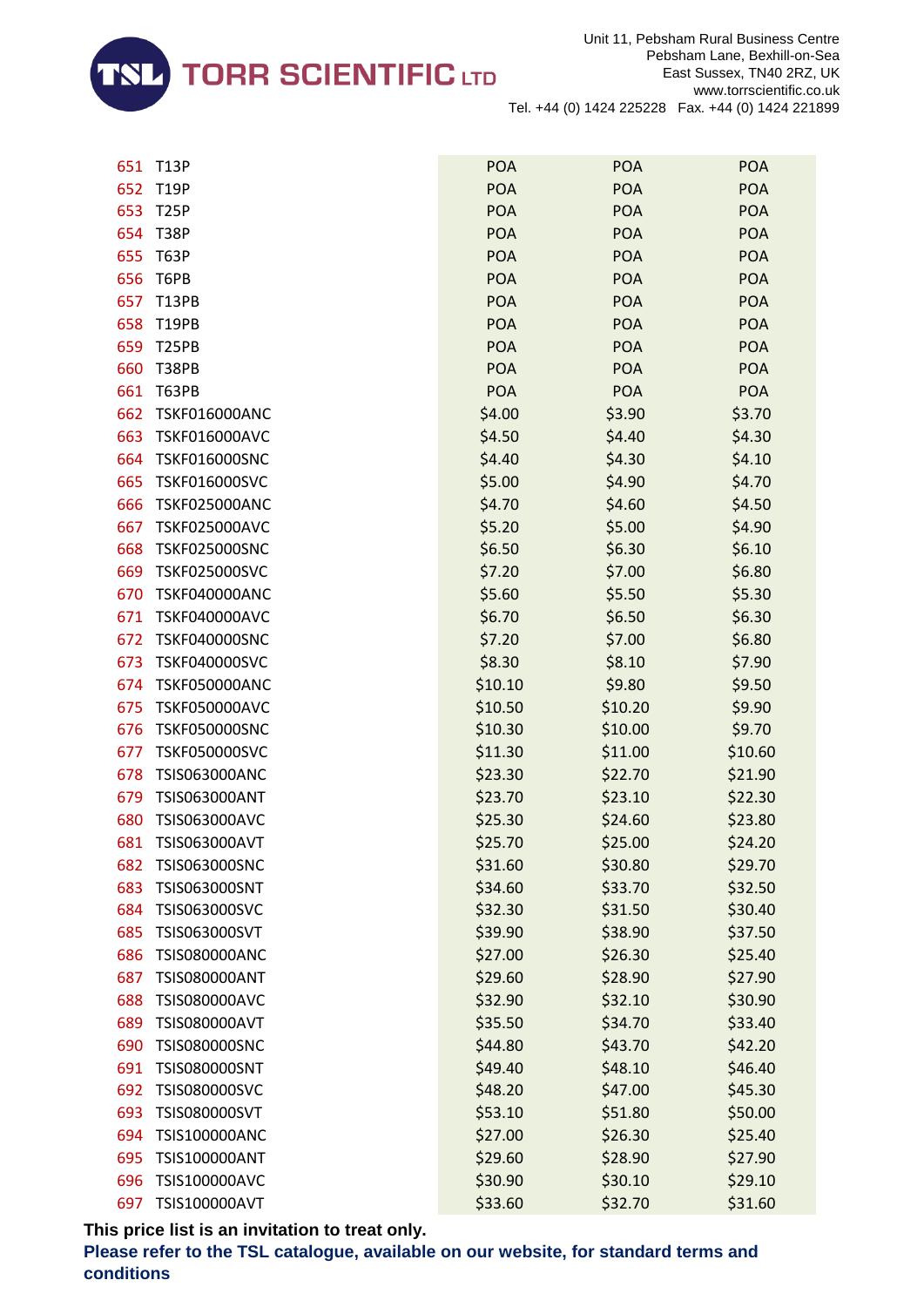| | | | | |
|---|---|---|---|---|
| 651 | T13P | POA | POA | POA |
| 652 | T19P | POA | POA | POA |
| 653 | T25P | POA | POA | POA |
| 654 | T38P | POA | POA | POA |
| 655 | T63P | POA | POA | POA |
| 656 | T6PB | POA | POA | POA |
| 657 | T13PB | POA | POA | POA |
| 658 | T19PB | POA | POA | POA |
| 659 | T25PB | POA | POA | POA |
| 660 | T38PB | POA | POA | POA |
| 661 | T63PB | POA | POA | POA |
| 662 | TSKF016000ANC | $4.00 | $3.90 | $3.70 |
| 663 | TSKF016000AVC | $4.50 | $4.40 | $4.30 |
| 664 | TSKF016000SNC | $4.40 | $4.30 | $4.10 |
| 665 | TSKF016000SVC | $5.00 | $4.90 | $4.70 |
| 666 | TSKF025000ANC | $4.70 | $4.60 | $4.50 |
| 667 | TSKF025000AVC | $5.20 | $5.00 | $4.90 |
| 668 | TSKF025000SNC | $6.50 | $6.30 | $6.10 |
| 669 | TSKF025000SVC | $7.20 | $7.00 | $6.80 |
| 670 | TSKF040000ANC | $5.60 | $5.50 | $5.30 |
| 671 | TSKF040000AVC | $6.70 | $6.50 | $6.30 |
| 672 | TSKF040000SNC | $7.20 | $7.00 | $6.80 |
| 673 | TSKF040000SVC | $8.30 | $8.10 | $7.90 |
| 674 | TSKF050000ANC | $10.10 | $9.80 | $9.50 |
| 675 | TSKF050000AVC | $10.50 | $10.20 | $9.90 |
| 676 | TSKF050000SNC | $10.30 | $10.00 | $9.70 |
| 677 | TSKF050000SVC | $11.30 | $11.00 | $10.60 |
| 678 | TSIS063000ANC | $23.30 | $22.70 | $21.90 |
| 679 | TSIS063000ANT | $23.70 | $23.10 | $22.30 |
| 680 | TSIS063000AVC | $25.30 | $24.60 | $23.80 |
| 681 | TSIS063000AVT | $25.70 | $25.00 | $24.20 |
| 682 | TSIS063000SNC | $31.60 | $30.80 | $29.70 |
| 683 | TSIS063000SNT | $34.60 | $33.70 | $32.50 |
| 684 | TSIS063000SVC | $32.30 | $31.50 | $30.40 |
| 685 | TSIS063000SVT | $39.90 | $38.90 | $37.50 |
| 686 | TSIS080000ANC | $27.00 | $26.30 | $25.40 |
| 687 | TSIS080000ANT | $29.60 | $28.90 | $27.90 |
| 688 | TSIS080000AVC | $32.90 | $32.10 | $30.90 |
| 689 | TSIS080000AVT | $35.50 | $34.70 | $33.40 |
| 690 | TSIS080000SNC | $44.80 | $43.70 | $42.20 |
| 691 | TSIS080000SNT | $49.40 | $48.10 | $46.40 |
| 692 | TSIS080000SVC | $48.20 | $47.00 | $45.30 |
| 693 | TSIS080000SVT | $53.10 | $51.80 | $50.00 |
| 694 | TSIS100000ANC | $27.00 | $26.30 | $25.40 |
| 695 | TSIS100000ANT | $29.60 | $28.90 | $27.90 |
| 696 | TSIS100000AVC | $30.90 | $30.10 | $29.10 |
| 697 | TSIS100000AVT | $33.60 | $32.70 | $31.60 |

**This price list is an invitation to treat only.**

**Please refer to the TSL catalogue, available on our website, for standard terms and conditions**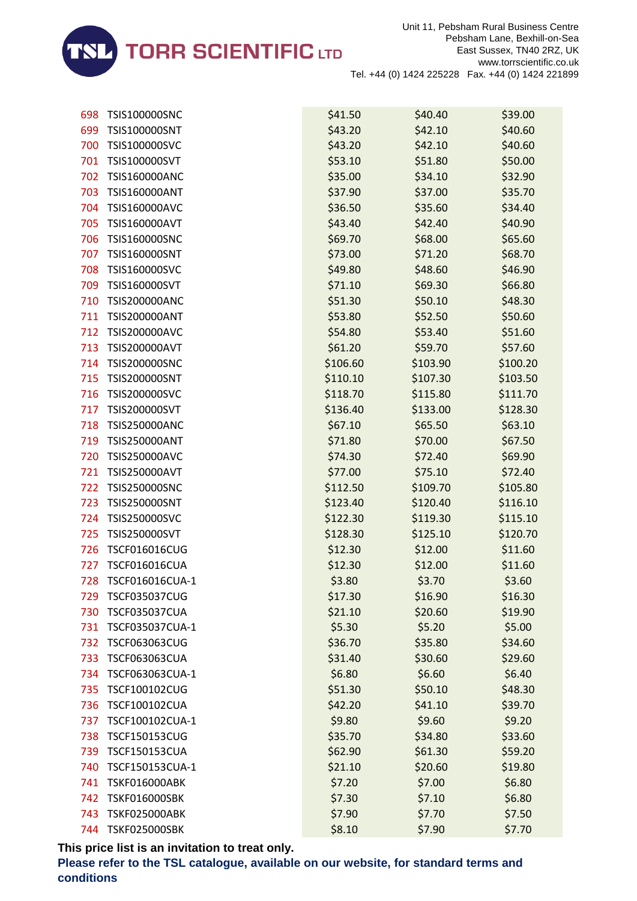TORR SCIENTIFIC LTD

Unit 11, Pebsham Rural Business Centre
Pebsham Lane, Bexhill-on-Sea
East Sussex, TN40 2RZ, UK
www.torrscientific.co.uk
Tel. +44 (0) 1424 225228 Fax. +44 (0) 1424 221899

| | | | | |
|---|---|---|---|---|
| 698 | TSIS100000SNC | $41.50 | $40.40 | $39.00 |
| 699 | TSIS100000SNT | $43.20 | $42.10 | $40.60 |
| 700 | TSIS100000SVC | $43.20 | $42.10 | $40.60 |
| 701 | TSIS100000SVT | $53.10 | $51.80 | $50.00 |
| 702 | TSIS160000ANC | $35.00 | $34.10 | $32.90 |
| 703 | TSIS160000ANT | $37.90 | $37.00 | $35.70 |
| 704 | TSIS160000AVC | $36.50 | $35.60 | $34.40 |
| 705 | TSIS160000AVT | $43.40 | $42.40 | $40.90 |
| 706 | TSIS160000SNC | $69.70 | $68.00 | $65.60 |
| 707 | TSIS160000SNT | $73.00 | $71.20 | $68.70 |
| 708 | TSIS160000SVC | $49.80 | $48.60 | $46.90 |
| 709 | TSIS160000SVT | $71.10 | $69.30 | $66.80 |
| 710 | TSIS200000ANC | $51.30 | $50.10 | $48.30 |
| 711 | TSIS200000ANT | $53.80 | $52.50 | $50.60 |
| 712 | TSIS200000AVC | $54.80 | $53.40 | $51.60 |
| 713 | TSIS200000AVT | $61.20 | $59.70 | $57.60 |
| 714 | TSIS200000SNC | $106.60 | $103.90 | $100.20 |
| 715 | TSIS200000SNT | $110.10 | $107.30 | $103.50 |
| 716 | TSIS200000SVC | $118.70 | $115.80 | $111.70 |
| 717 | TSIS200000SVT | $136.40 | $133.00 | $128.30 |
| 718 | TSIS250000ANC | $67.10 | $65.50 | $63.10 |
| 719 | TSIS250000ANT | $71.80 | $70.00 | $67.50 |
| 720 | TSIS250000AVC | $74.30 | $72.40 | $69.90 |
| 721 | TSIS250000AVT | $77.00 | $75.10 | $72.40 |
| 722 | TSIS250000SNC | $112.50 | $109.70 | $105.80 |
| 723 | TSIS250000SNT | $123.40 | $120.40 | $116.10 |
| 724 | TSIS250000SVC | $122.30 | $119.30 | $115.10 |
| 725 | TSIS250000SVT | $128.30 | $125.10 | $120.70 |
| 726 | TSCF016016CUG | $12.30 | $12.00 | $11.60 |
| 727 | TSCF016016CUA | $12.30 | $12.00 | $11.60 |
| 728 | TSCF016016CUA-1 | $3.80 | $3.70 | $3.60 |
| 729 | TSCF035037CUG | $17.30 | $16.90 | $16.30 |
| 730 | TSCF035037CUA | $21.10 | $20.60 | $19.90 |
| 731 | TSCF035037CUA-1 | $5.30 | $5.20 | $5.00 |
| 732 | TSCF063063CUG | $36.70 | $35.80 | $34.60 |
| 733 | TSCF063063CUA | $31.40 | $30.60 | $29.60 |
| 734 | TSCF063063CUA-1 | $6.80 | $6.60 | $6.40 |
| 735 | TSCF100102CUG | $51.30 | $50.10 | $48.30 |
| 736 | TSCF100102CUA | $42.20 | $41.10 | $39.70 |
| 737 | TSCF100102CUA-1 | $9.80 | $9.60 | $9.20 |
| 738 | TSCF150153CUG | $35.70 | $34.80 | $33.60 |
| 739 | TSCF150153CUA | $62.90 | $61.30 | $59.20 |
| 740 | TSCF150153CUA-1 | $21.10 | $20.60 | $19.80 |
| 741 | TSKF016000ABK | $7.20 | $7.00 | $6.80 |
| 742 | TSKF016000SBK | $7.30 | $7.10 | $6.80 |
| 743 | TSKF025000ABK | $7.90 | $7.70 | $7.50 |
| 744 | TSKF025000SBK | $8.10 | $7.90 | $7.70 |

**This price list is an invitation to treat only.**

**Please refer to the TSL catalogue, available on our website, for standard terms and conditions**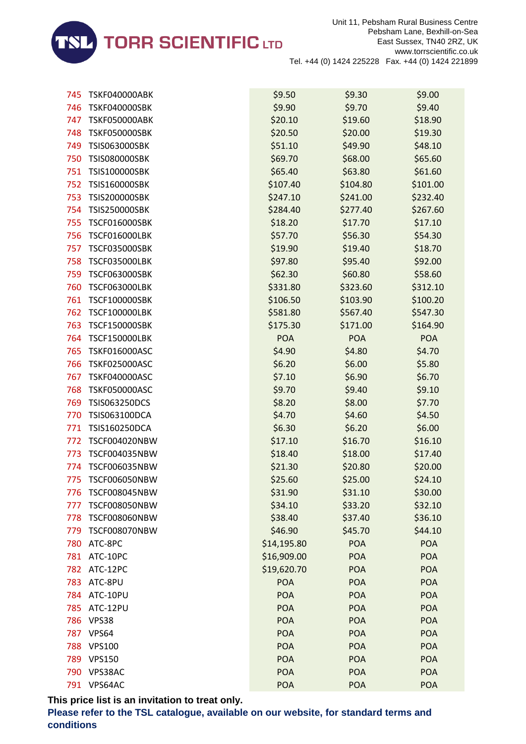| | | | | |
|---|---|---|---|---|
| 745 | TSKF040000ABK | $9.50 | $9.30 | $9.00 |
| 746 | TSKF040000SBK | $9.90 | $9.70 | $9.40 |
| 747 | TSKF050000ABK | $20.10 | $19.60 | $18.90 |
| 748 | TSKF050000SBK | $20.50 | $20.00 | $19.30 |
| 749 | TSIS063000SBK | $51.10 | $49.90 | $48.10 |
| 750 | TSIS080000SBK | $69.70 | $68.00 | $65.60 |
| 751 | TSIS100000SBK | $65.40 | $63.80 | $61.60 |
| 752 | TSIS160000SBK | $107.40 | $104.80 | $101.00 |
| 753 | TSIS200000SBK | $247.10 | $241.00 | $232.40 |
| 754 | TSIS250000SBK | $284.40 | $277.40 | $267.60 |
| 755 | TSCF016000SBK | $18.20 | $17.70 | $17.10 |
| 756 | TSCF016000LBK | $57.70 | $56.30 | $54.30 |
| 757 | TSCF035000SBK | $19.90 | $19.40 | $18.70 |
| 758 | TSCF035000LBK | $97.80 | $95.40 | $92.00 |
| 759 | TSCF063000SBK | $62.30 | $60.80 | $58.60 |
| 760 | TSCF063000LBK | $331.80 | $323.60 | $312.10 |
| 761 | TSCF100000SBK | $106.50 | $103.90 | $100.20 |
| 762 | TSCF100000LBK | $581.80 | $567.40 | $547.30 |
| 763 | TSCF150000SBK | $175.30 | $171.00 | $164.90 |
| 764 | TSCF150000LBK | POA | POA | POA |
| 765 | TSKF016000ASC | $4.90 | $4.80 | $4.70 |
| 766 | TSKF025000ASC | $6.20 | $6.00 | $5.80 |
| 767 | TSKF040000ASC | $7.10 | $6.90 | $6.70 |
| 768 | TSKF050000ASC | $9.70 | $9.40 | $9.10 |
| 769 | TSIS063250DCS | $8.20 | $8.00 | $7.70 |
| 770 | TSIS063100DCA | $4.70 | $4.60 | $4.50 |
| 771 | TSIS160250DCA | $6.30 | $6.20 | $6.00 |
| 772 | TSCF004020NBW | $17.10 | $16.70 | $16.10 |
| 773 | TSCF004035NBW | $18.40 | $18.00 | $17.40 |
| 774 | TSCF006035NBW | $21.30 | $20.80 | $20.00 |
| 775 | TSCF006050NBW | $25.60 | $25.00 | $24.10 |
| 776 | TSCF008045NBW | $31.90 | $31.10 | $30.00 |
| 777 | TSCF008050NBW | $34.10 | $33.20 | $32.10 |
| 778 | TSCF008060NBW | $38.40 | $37.40 | $36.10 |
| 779 | TSCF008070NBW | $46.90 | $45.70 | $44.10 |
| 780 | ATC-8PC | $14,195.80 | POA | POA |
| 781 | ATC-10PC | $16,909.00 | POA | POA |
| 782 | ATC-12PC | $19,620.70 | POA | POA |
| 783 | ATC-8PU | POA | POA | POA |
| 784 | ATC-10PU | POA | POA | POA |
| 785 | ATC-12PU | POA | POA | POA |
| 786 | VPS38 | POA | POA | POA |
| 787 | VPS64 | POA | POA | POA |
| 788 | VPS100 | POA | POA | POA |
| 789 | VPS150 | POA | POA | POA |
| 790 | VPS38AC | POA | POA | POA |
| 791 | VPS64AC | POA | POA | POA |

**This price list is an invitation to treat only.**

**Please refer to the TSL catalogue, available on our website, for standard terms and conditions**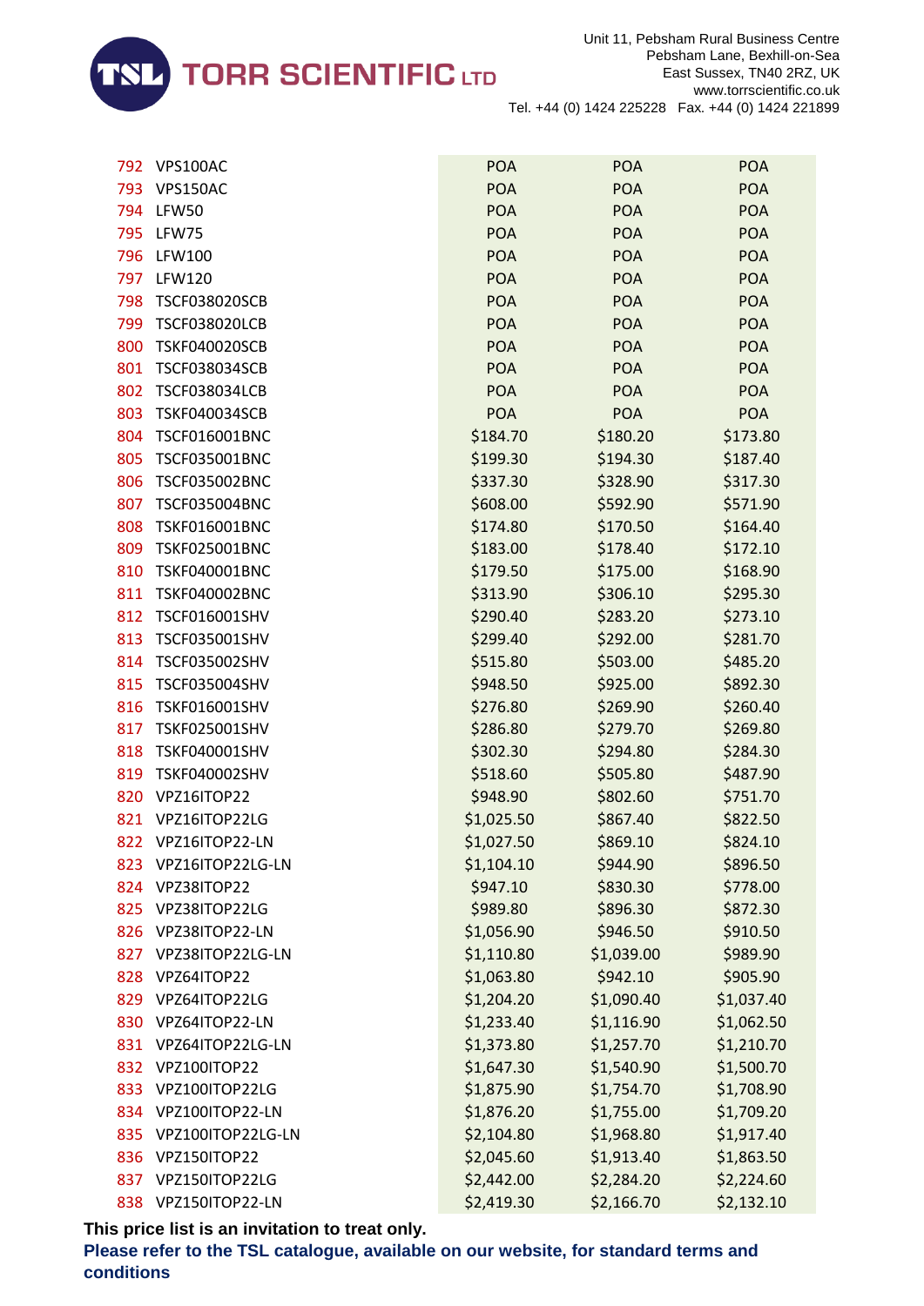| | | | | |
|---|---|---|---|---|
| 792 | VPS100AC | POA | POA | POA |
| 793 | VPS150AC | POA | POA | POA |
| 794 | LFW50 | POA | POA | POA |
| 795 | LFW75 | POA | POA | POA |
| 796 | LFW100 | POA | POA | POA |
| 797 | LFW120 | POA | POA | POA |
| 798 | TSCF038020SCB | POA | POA | POA |
| 799 | TSCF038020LCB | POA | POA | POA |
| 800 | TSKF040020SCB | POA | POA | POA |
| 801 | TSCF038034SCB | POA | POA | POA |
| 802 | TSCF038034LCB | POA | POA | POA |
| 803 | TSKF040034SCB | POA | POA | POA |
| 804 | TSCF016001BNC | $184.70 | $180.20 | $173.80 |
| 805 | TSCF035001BNC | $199.30 | $194.30 | $187.40 |
| 806 | TSCF035002BNC | $337.30 | $328.90 | $317.30 |
| 807 | TSCF035004BNC | $608.00 | $592.90 | $571.90 |
| 808 | TSKF016001BNC | $174.80 | $170.50 | $164.40 |
| 809 | TSKF025001BNC | $183.00 | $178.40 | $172.10 |
| 810 | TSKF040001BNC | $179.50 | $175.00 | $168.90 |
| 811 | TSKF040002BNC | $313.90 | $306.10 | $295.30 |
| 812 | TSCF016001SHV | $290.40 | $283.20 | $273.10 |
| 813 | TSCF035001SHV | $299.40 | $292.00 | $281.70 |
| 814 | TSCF035002SHV | $515.80 | $503.00 | $485.20 |
| 815 | TSCF035004SHV | $948.50 | $925.00 | $892.30 |
| 816 | TSKF016001SHV | $276.80 | $269.90 | $260.40 |
| 817 | TSKF025001SHV | $286.80 | $279.70 | $269.80 |
| 818 | TSKF040001SHV | $302.30 | $294.80 | $284.30 |
| 819 | TSKF040002SHV | $518.60 | $505.80 | $487.90 |
| 820 | VPZ16ITOP22 | $948.90 | $802.60 | $751.70 |
| 821 | VPZ16ITOP22LG | $1,025.50 | $867.40 | $822.50 |
| 822 | VPZ16ITOP22-LN | $1,027.50 | $869.10 | $824.10 |
| 823 | VPZ16ITOP22LG-LN | $1,104.10 | $944.90 | $896.50 |
| 824 | VPZ38ITOP22 | $947.10 | $830.30 | $778.00 |
| 825 | VPZ38ITOP22LG | $989.80 | $896.30 | $872.30 |
| 826 | VPZ38ITOP22-LN | $1,056.90 | $946.50 | $910.50 |
| 827 | VPZ38ITOP22LG-LN | $1,110.80 | $1,039.00 | $989.90 |
| 828 | VPZ64ITOP22 | $1,063.80 | $942.10 | $905.90 |
| 829 | VPZ64ITOP22LG | $1,204.20 | $1,090.40 | $1,037.40 |
| 830 | VPZ64ITOP22-LN | $1,233.40 | $1,116.90 | $1,062.50 |
| 831 | VPZ64ITOP22LG-LN | $1,373.80 | $1,257.70 | $1,210.70 |
| 832 | VPZ100ITOP22 | $1,647.30 | $1,540.90 | $1,500.70 |
| 833 | VPZ100ITOP22LG | $1,875.90 | $1,754.70 | $1,708.90 |
| 834 | VPZ100ITOP22-LN | $1,876.20 | $1,755.00 | $1,709.20 |
| 835 | VPZ100ITOP22LG-LN | $2,104.80 | $1,968.80 | $1,917.40 |
| 836 | VPZ150ITOP22 | $2,045.60 | $1,913.40 | $1,863.50 |
| 837 | VPZ150ITOP22LG | $2,442.00 | $2,284.20 | $2,224.60 |
| 838 | VPZ150ITOP22-LN | $2,419.30 | $2,166.70 | $2,132.10 |

**This price list is an invitation to treat only.**

**Please refer to the TSL catalogue, available on our website, for standard terms and conditions**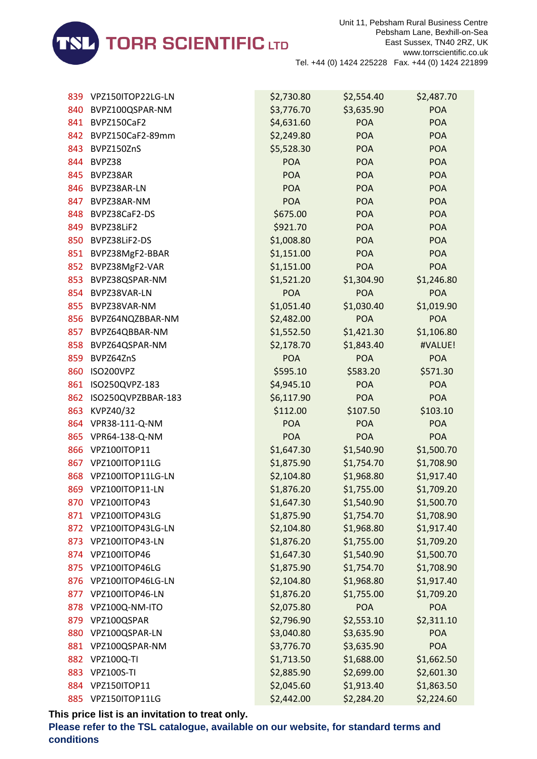| | | | | |
|---|---|---|---|---|
| 839 | VPZ150ITOP22LG-LN | $2,730.80 | $2,554.40 | $2,487.70 |
| 840 | BVPZ100QSPAR-NM | $3,776.70 | $3,635.90 | POA |
| 841 | BVPZ150CaF2 | $4,631.60 | POA | POA |
| 842 | BVPZ150CaF2-89mm | $2,249.80 | POA | POA |
| 843 | BVPZ150ZnS | $5,528.30 | POA | POA |
| 844 | BVPZ38 | POA | POA | POA |
| 845 | BVPZ38AR | POA | POA | POA |
| 846 | BVPZ38AR-LN | POA | POA | POA |
| 847 | BVPZ38AR-NM | POA | POA | POA |
| 848 | BVPZ38CaF2-DS | $675.00 | POA | POA |
| 849 | BVPZ38LiF2 | $921.70 | POA | POA |
| 850 | BVPZ38LiF2-DS | $1,008.80 | POA | POA |
| 851 | BVPZ38MgF2-BBAR | $1,151.00 | POA | POA |
| 852 | BVPZ38MgF2-VAR | $1,151.00 | POA | POA |
| 853 | BVPZ38QSPAR-NM | $1,521.20 | $1,304.90 | $1,246.80 |
| 854 | BVPZ38VAR-LN | POA | POA | POA |
| 855 | BVPZ38VAR-NM | $1,051.40 | $1,030.40 | $1,019.90 |
| 856 | BVPZ64NQZBBAR-NM | $2,482.00 | POA | POA |
| 857 | BVPZ64QBBAR-NM | $1,552.50 | $1,421.30 | $1,106.80 |
| 858 | BVPZ64QSPAR-NM | $2,178.70 | $1,843.40 | #VALUE! |
| 859 | BVPZ64ZnS | POA | POA | POA |
| 860 | ISO200VPZ | $595.10 | $583.20 | $571.30 |
| 861 | ISO250QVPZ-183 | $4,945.10 | POA | POA |
| 862 | ISO250QVPZBBAR-183 | $6,117.90 | POA | POA |
| 863 | KVPZ40/32 | $112.00 | $107.50 | $103.10 |
| 864 | VPR38-111-Q-NM | POA | POA | POA |
| 865 | VPR64-138-Q-NM | POA | POA | POA |
| 866 | VPZ100ITOP11 | $1,647.30 | $1,540.90 | $1,500.70 |
| 867 | VPZ100ITOP11LG | $1,875.90 | $1,754.70 | $1,708.90 |
| 868 | VPZ100ITOP11LG-LN | $2,104.80 | $1,968.80 | $1,917.40 |
| 869 | VPZ100ITOP11-LN | $1,876.20 | $1,755.00 | $1,709.20 |
| 870 | VPZ100ITOP43 | $1,647.30 | $1,540.90 | $1,500.70 |
| 871 | VPZ100ITOP43LG | $1,875.90 | $1,754.70 | $1,708.90 |
| 872 | VPZ100ITOP43LG-LN | $2,104.80 | $1,968.80 | $1,917.40 |
| 873 | VPZ100ITOP43-LN | $1,876.20 | $1,755.00 | $1,709.20 |
| 874 | VPZ100ITOP46 | $1,647.30 | $1,540.90 | $1,500.70 |
| 875 | VPZ100ITOP46LG | $1,875.90 | $1,754.70 | $1,708.90 |
| 876 | VPZ100ITOP46LG-LN | $2,104.80 | $1,968.80 | $1,917.40 |
| 877 | VPZ100ITOP46-LN | $1,876.20 | $1,755.00 | $1,709.20 |
| 878 | VPZ100Q-NM-ITO | $2,075.80 | POA | POA |
| 879 | VPZ100QSPAR | $2,796.90 | $2,553.10 | $2,311.10 |
| 880 | VPZ100QSPAR-LN | $3,040.80 | $3,635.90 | POA |
| 881 | VPZ100QSPAR-NM | $3,776.70 | $3,635.90 | POA |
| 882 | VPZ100Q-TI | $1,713.50 | $1,688.00 | $1,662.50 |
| 883 | VPZ100S-TI | $2,885.90 | $2,699.00 | $2,601.30 |
| 884 | VPZ150ITOP11 | $2,045.60 | $1,913.40 | $1,863.50 |
| 885 | VPZ150ITOP11LG | $2,442.00 | $2,284.20 | $2,224.60 |

**This price list is an invitation to treat only.**

**Please refer to the TSL catalogue, available on our website, for standard terms and conditions**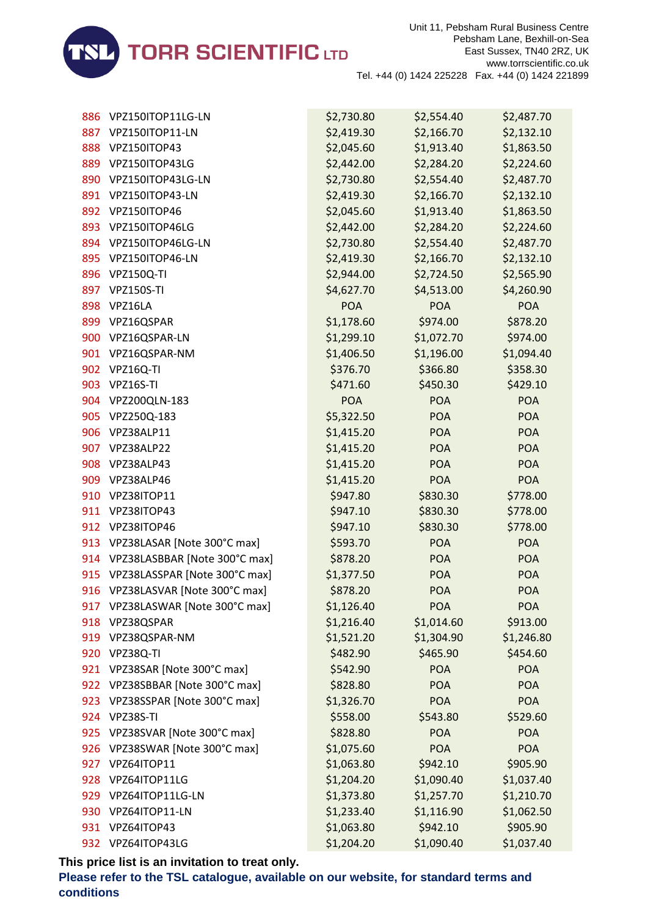| | | | | |
|---|---|---|---|---|
| 886 | VPZ150ITOP11LG-LN | $2,730.80 | $2,554.40 | $2,487.70 |
| 887 | VPZ150ITOP11-LN | $2,419.30 | $2,166.70 | $2,132.10 |
| 888 | VPZ150ITOP43 | $2,045.60 | $1,913.40 | $1,863.50 |
| 889 | VPZ150ITOP43LG | $2,442.00 | $2,284.20 | $2,224.60 |
| 890 | VPZ150ITOP43LG-LN | $2,730.80 | $2,554.40 | $2,487.70 |
| 891 | VPZ150ITOP43-LN | $2,419.30 | $2,166.70 | $2,132.10 |
| 892 | VPZ150ITOP46 | $2,045.60 | $1,913.40 | $1,863.50 |
| 893 | VPZ150ITOP46LG | $2,442.00 | $2,284.20 | $2,224.60 |
| 894 | VPZ150ITOP46LG-LN | $2,730.80 | $2,554.40 | $2,487.70 |
| 895 | VPZ150ITOP46-LN | $2,419.30 | $2,166.70 | $2,132.10 |
| 896 | VPZ150Q-TI | $2,944.00 | $2,724.50 | $2,565.90 |
| 897 | VPZ150S-TI | $4,627.70 | $4,513.00 | $4,260.90 |
| 898 | VPZ16LA | POA | POA | POA |
| 899 | VPZ16QSPAR | $1,178.60 | $974.00 | $878.20 |
| 900 | VPZ16QSPAR-LN | $1,299.10 | $1,072.70 | $974.00 |
| 901 | VPZ16QSPAR-NM | $1,406.50 | $1,196.00 | $1,094.40 |
| 902 | VPZ16Q-TI | $376.70 | $366.80 | $358.30 |
| 903 | VPZ16S-TI | $471.60 | $450.30 | $429.10 |
| 904 | VPZ200QLN-183 | POA | POA | POA |
| 905 | VPZ250Q-183 | $5,322.50 | POA | POA |
| 906 | VPZ38ALP11 | $1,415.20 | POA | POA |
| 907 | VPZ38ALP22 | $1,415.20 | POA | POA |
| 908 | VPZ38ALP43 | $1,415.20 | POA | POA |
| 909 | VPZ38ALP46 | $1,415.20 | POA | POA |
| 910 | VPZ38ITOP11 | $947.80 | $830.30 | $778.00 |
| 911 | VPZ38ITOP43 | $947.10 | $830.30 | $778.00 |
| 912 | VPZ38ITOP46 | $947.10 | $830.30 | $778.00 |
| 913 | VPZ38LASAR [Note 300°C max] | $593.70 | POA | POA |
| 914 | VPZ38LASBBAR [Note 300°C max] | $878.20 | POA | POA |
| 915 | VPZ38LASSPAR [Note 300°C max] | $1,377.50 | POA | POA |
| 916 | VPZ38LASVAR [Note 300°C max] | $878.20 | POA | POA |
| 917 | VPZ38LASWAR [Note 300°C max] | $1,126.40 | POA | POA |
| 918 | VPZ38QSPAR | $1,216.40 | $1,014.60 | $913.00 |
| 919 | VPZ38QSPAR-NM | $1,521.20 | $1,304.90 | $1,246.80 |
| 920 | VPZ38Q-TI | $482.90 | $465.90 | $454.60 |
| 921 | VPZ38SAR [Note 300°C max] | $542.90 | POA | POA |
| 922 | VPZ38SBBAR [Note 300°C max] | $828.80 | POA | POA |
| 923 | VPZ38SSPAR [Note 300°C max] | $1,326.70 | POA | POA |
| 924 | VPZ38S-TI | $558.00 | $543.80 | $529.60 |
| 925 | VPZ38SVAR [Note 300°C max] | $828.80 | POA | POA |
| 926 | VPZ38SWAR [Note 300°C max] | $1,075.60 | POA | POA |
| 927 | VPZ64ITOP11 | $1,063.80 | $942.10 | $905.90 |
| 928 | VPZ64ITOP11LG | $1,204.20 | $1,090.40 | $1,037.40 |
| 929 | VPZ64ITOP11LG-LN | $1,373.80 | $1,257.70 | $1,210.70 |
| 930 | VPZ64ITOP11-LN | $1,233.40 | $1,116.90 | $1,062.50 |
| 931 | VPZ64ITOP43 | $1,063.80 | $942.10 | $905.90 |
| 932 | VPZ64ITOP43LG | $1,204.20 | $1,090.40 | $1,037.40 |

**This price list is an invitation to treat only.**

**Please refer to the TSL catalogue, available on our website, for standard terms and conditions**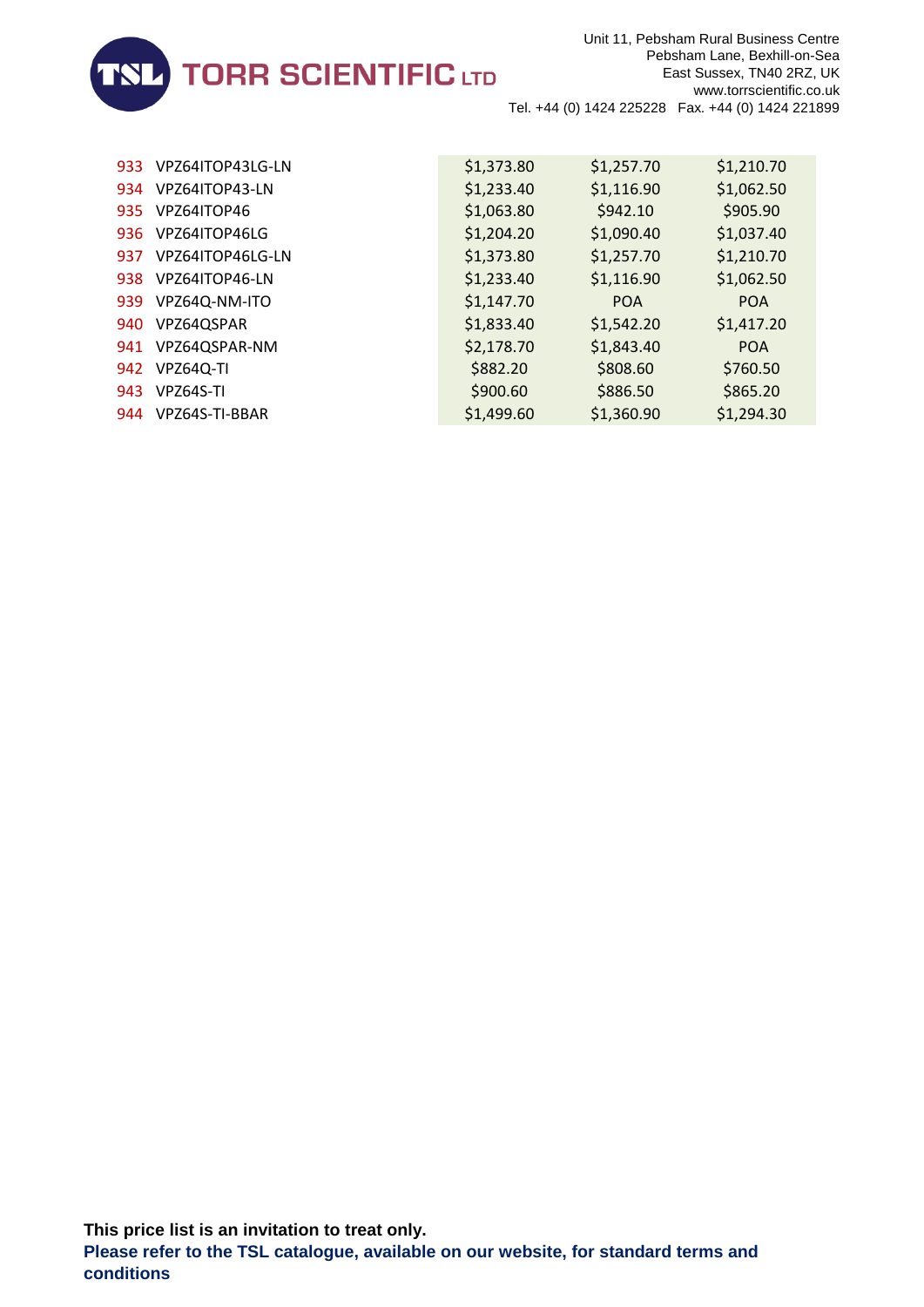| | | | | |
|---|---|---|---|---|
| 933 | VPZ64ITOP43LG-LN | $1,373.80 | $1,257.70 | $1,210.70 |
| 934 | VPZ64ITOP43-LN | $1,233.40 | $1,116.90 | $1,062.50 |
| 935 | VPZ64ITOP46 | $1,063.80 | $942.10 | $905.90 |
| 936 | VPZ64ITOP46LG | $1,204.20 | $1,090.40 | $1,037.40 |
| 937 | VPZ64ITOP46LG-LN | $1,373.80 | $1,257.70 | $1,210.70 |
| 938 | VPZ64ITOP46-LN | $1,233.40 | $1,116.90 | $1,062.50 |
| 939 | VPZ64Q-NM-ITO | $1,147.70 | POA | POA |
| 940 | VPZ64QSPAR | $1,833.40 | $1,542.20 | $1,417.20 |
| 941 | VPZ64QSPAR-NM | $2,178.70 | $1,843.40 | POA |
| 942 | VPZ64Q-TI | $882.20 | $808.60 | $760.50 |
| 943 | VPZ64S-TI | $900.60 | $886.50 | $865.20 |
| 944 | VPZ64S-TI-BBAR | $1,499.60 | $1,360.90 | $1,294.30 |

**This price list is an invitation to treat only.**

**Please refer to the TSL catalogue, available on our website, for standard terms and conditions**